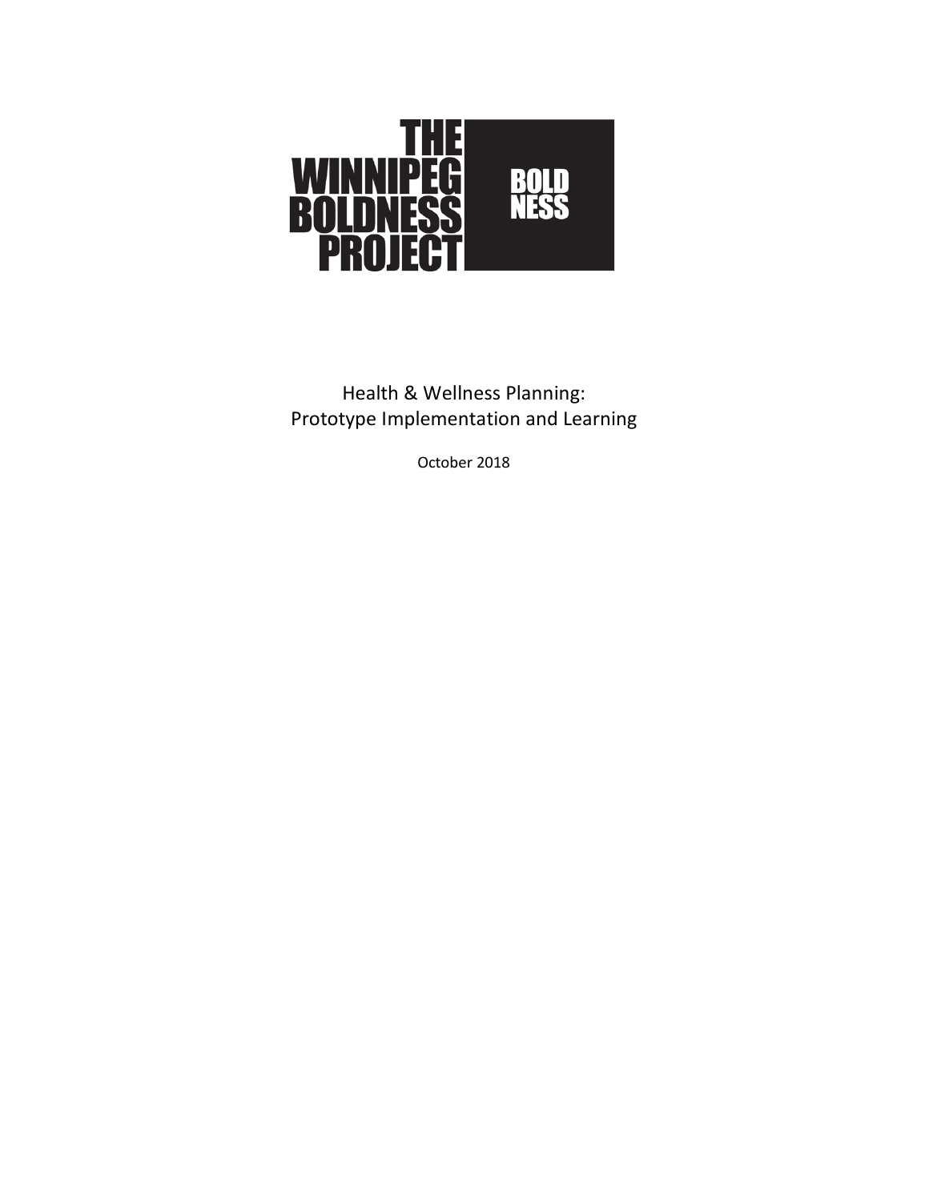# THE WINNIPEG BOLDNESS PROJECT

BOLD NESS

Health & Wellness Planning:
Prototype Implementation and Learning

October 2018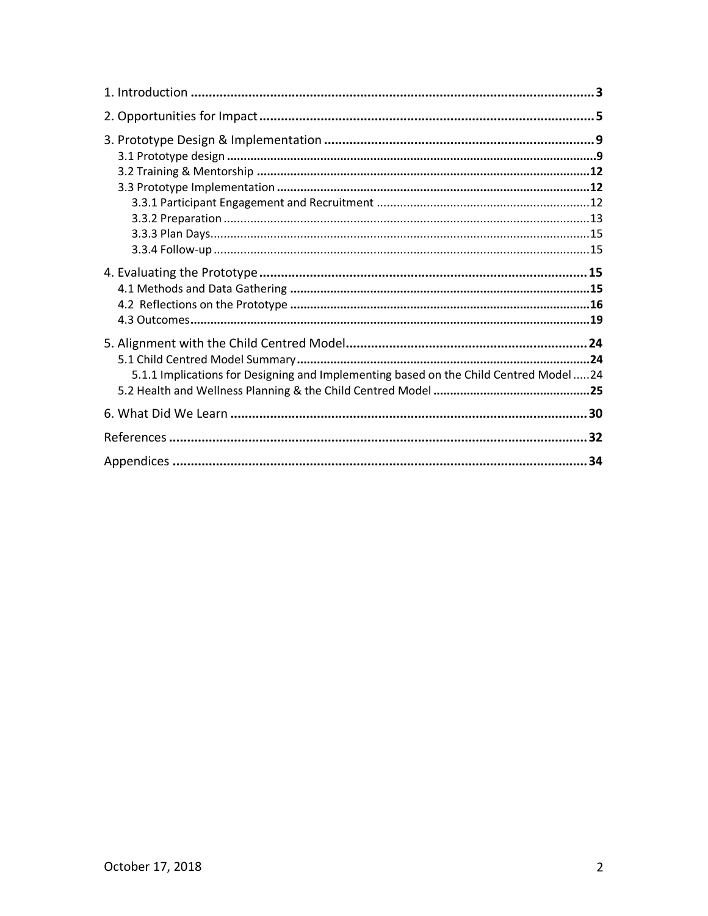1. Introduction ........ 3

2. Opportunities for Impact ........ 5

3. Prototype Design & Implementation ........ 9
- 3.1 Prototype design ........ 9
- 3.2 Training & Mentorship ........ 12
- 3.3 Prototype Implementation ........ 12
  - 3.3.1 Participant Engagement and Recruitment ........ 12
  - 3.3.2 Preparation ........ 13
  - 3.3.3 Plan Days ........ 15
  - 3.3.4 Follow-up ........ 15

4. Evaluating the Prototype ........ 15
- 4.1 Methods and Data Gathering ........ 15
- 4.2 Reflections on the Prototype ........ 16
- 4.3 Outcomes ........ 19

5. Alignment with the Child Centred Model ........ 24
- 5.1 Child Centred Model Summary ........ 24
  - 5.1.1 Implications for Designing and Implementing based on the Child Centred Model ........ 24
- 5.2 Health and Wellness Planning & the Child Centred Model ........ 25

6. What Did We Learn ........ 30

References ........ 32

Appendices ........ 34

October 17, 2018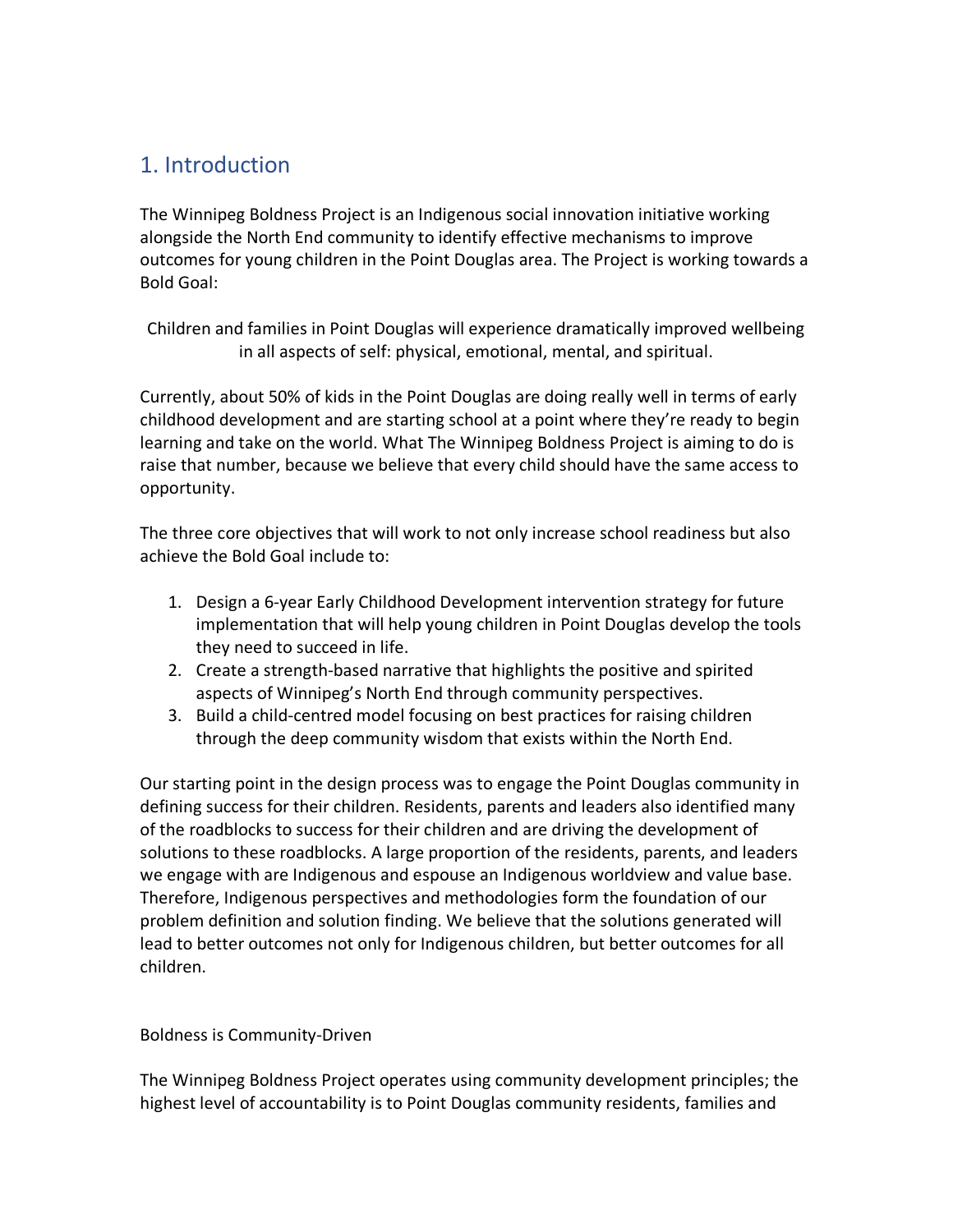## 1. Introduction

The Winnipeg Boldness Project is an Indigenous social innovation initiative working alongside the North End community to identify effective mechanisms to improve outcomes for young children in the Point Douglas area. The Project is working towards a Bold Goal:

Children and families in Point Douglas will experience dramatically improved wellbeing in all aspects of self: physical, emotional, mental, and spiritual.

Currently, about 50% of kids in the Point Douglas are doing really well in terms of early childhood development and are starting school at a point where they're ready to begin learning and take on the world. What The Winnipeg Boldness Project is aiming to do is raise that number, because we believe that every child should have the same access to opportunity.

The three core objectives that will work to not only increase school readiness but also achieve the Bold Goal include to:

1. Design a 6-year Early Childhood Development intervention strategy for future implementation that will help young children in Point Douglas develop the tools they need to succeed in life.
2. Create a strength-based narrative that highlights the positive and spirited aspects of Winnipeg's North End through community perspectives.
3. Build a child-centred model focusing on best practices for raising children through the deep community wisdom that exists within the North End.

Our starting point in the design process was to engage the Point Douglas community in defining success for their children. Residents, parents and leaders also identified many of the roadblocks to success for their children and are driving the development of solutions to these roadblocks. A large proportion of the residents, parents, and leaders we engage with are Indigenous and espouse an Indigenous worldview and value base. Therefore, Indigenous perspectives and methodologies form the foundation of our problem definition and solution finding. We believe that the solutions generated will lead to better outcomes not only for Indigenous children, but better outcomes for all children.

### Boldness is Community-Driven

The Winnipeg Boldness Project operates using community development principles; the highest level of accountability is to Point Douglas community residents, families and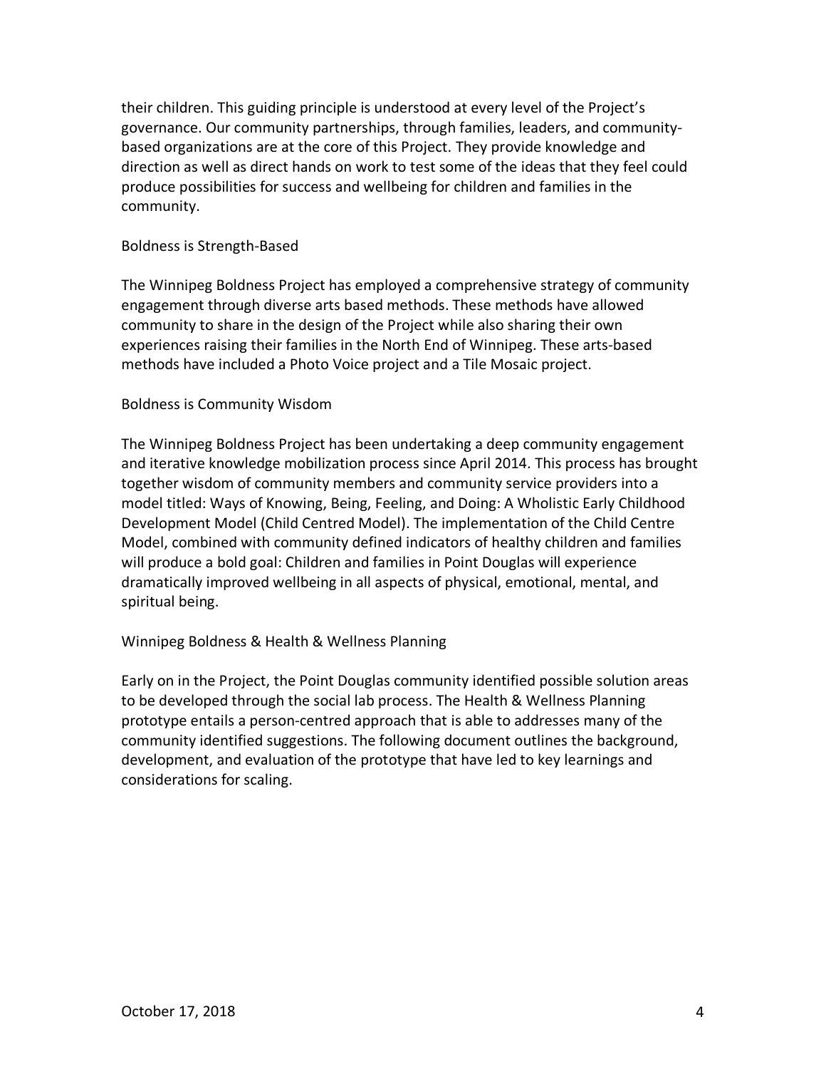their children. This guiding principle is understood at every level of the Project's governance. Our community partnerships, through families, leaders, and community-based organizations are at the core of this Project. They provide knowledge and direction as well as direct hands on work to test some of the ideas that they feel could produce possibilities for success and wellbeing for children and families in the community.

## Boldness is Strength-Based

The Winnipeg Boldness Project has employed a comprehensive strategy of community engagement through diverse arts based methods. These methods have allowed community to share in the design of the Project while also sharing their own experiences raising their families in the North End of Winnipeg. These arts-based methods have included a Photo Voice project and a Tile Mosaic project.

## Boldness is Community Wisdom

The Winnipeg Boldness Project has been undertaking a deep community engagement and iterative knowledge mobilization process since April 2014. This process has brought together wisdom of community members and community service providers into a model titled: Ways of Knowing, Being, Feeling, and Doing: A Wholistic Early Childhood Development Model (Child Centred Model). The implementation of the Child Centre Model, combined with community defined indicators of healthy children and families will produce a bold goal: Children and families in Point Douglas will experience dramatically improved wellbeing in all aspects of physical, emotional, mental, and spiritual being.

## Winnipeg Boldness & Health & Wellness Planning

Early on in the Project, the Point Douglas community identified possible solution areas to be developed through the social lab process. The Health & Wellness Planning prototype entails a person-centred approach that is able to addresses many of the community identified suggestions. The following document outlines the background, development, and evaluation of the prototype that have led to key learnings and considerations for scaling.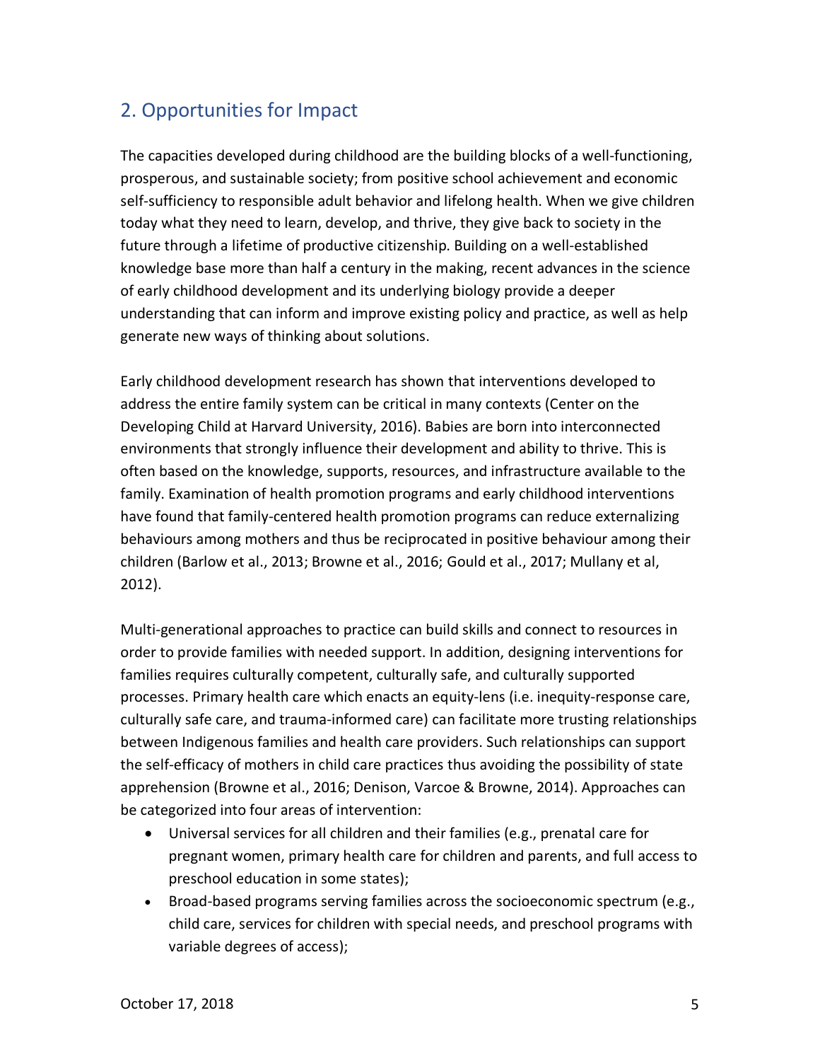## 2. Opportunities for Impact

The capacities developed during childhood are the building blocks of a well-functioning, prosperous, and sustainable society; from positive school achievement and economic self-sufficiency to responsible adult behavior and lifelong health. When we give children today what they need to learn, develop, and thrive, they give back to society in the future through a lifetime of productive citizenship. Building on a well-established knowledge base more than half a century in the making, recent advances in the science of early childhood development and its underlying biology provide a deeper understanding that can inform and improve existing policy and practice, as well as help generate new ways of thinking about solutions.

Early childhood development research has shown that interventions developed to address the entire family system can be critical in many contexts (Center on the Developing Child at Harvard University, 2016). Babies are born into interconnected environments that strongly influence their development and ability to thrive. This is often based on the knowledge, supports, resources, and infrastructure available to the family. Examination of health promotion programs and early childhood interventions have found that family-centered health promotion programs can reduce externalizing behaviours among mothers and thus be reciprocated in positive behaviour among their children (Barlow et al., 2013; Browne et al., 2016; Gould et al., 2017; Mullany et al, 2012).

Multi-generational approaches to practice can build skills and connect to resources in order to provide families with needed support. In addition, designing interventions for families requires culturally competent, culturally safe, and culturally supported processes. Primary health care which enacts an equity-lens (i.e. inequity-response care, culturally safe care, and trauma-informed care) can facilitate more trusting relationships between Indigenous families and health care providers. Such relationships can support the self-efficacy of mothers in child care practices thus avoiding the possibility of state apprehension (Browne et al., 2016; Denison, Varcoe & Browne, 2014). Approaches can be categorized into four areas of intervention:

- Universal services for all children and their families (e.g., prenatal care for pregnant women, primary health care for children and parents, and full access to preschool education in some states);
- Broad-based programs serving families across the socioeconomic spectrum (e.g., child care, services for children with special needs, and preschool programs with variable degrees of access);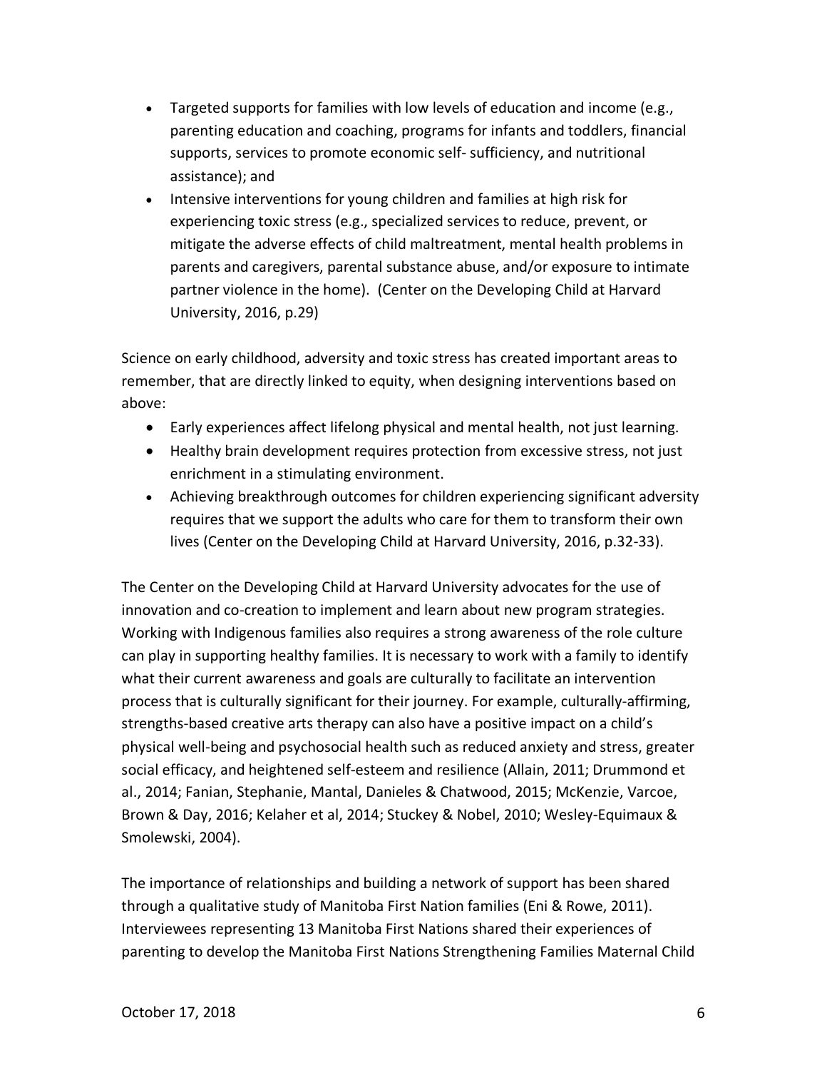- Targeted supports for families with low levels of education and income (e.g., parenting education and coaching, programs for infants and toddlers, financial supports, services to promote economic self- sufficiency, and nutritional assistance); and
- Intensive interventions for young children and families at high risk for experiencing toxic stress (e.g., specialized services to reduce, prevent, or mitigate the adverse effects of child maltreatment, mental health problems in parents and caregivers, parental substance abuse, and/or exposure to intimate partner violence in the home). (Center on the Developing Child at Harvard University, 2016, p.29)

Science on early childhood, adversity and toxic stress has created important areas to remember, that are directly linked to equity, when designing interventions based on above:

- Early experiences affect lifelong physical and mental health, not just learning.
- Healthy brain development requires protection from excessive stress, not just enrichment in a stimulating environment.
- Achieving breakthrough outcomes for children experiencing significant adversity requires that we support the adults who care for them to transform their own lives (Center on the Developing Child at Harvard University, 2016, p.32-33).

The Center on the Developing Child at Harvard University advocates for the use of innovation and co-creation to implement and learn about new program strategies. Working with Indigenous families also requires a strong awareness of the role culture can play in supporting healthy families. It is necessary to work with a family to identify what their current awareness and goals are culturally to facilitate an intervention process that is culturally significant for their journey. For example, culturally-affirming, strengths-based creative arts therapy can also have a positive impact on a child's physical well-being and psychosocial health such as reduced anxiety and stress, greater social efficacy, and heightened self-esteem and resilience (Allain, 2011; Drummond et al., 2014; Fanian, Stephanie, Mantal, Danieles & Chatwood, 2015; McKenzie, Varcoe, Brown & Day, 2016; Kelaher et al, 2014; Stuckey & Nobel, 2010; Wesley-Equimaux & Smolewski, 2004).

The importance of relationships and building a network of support has been shared through a qualitative study of Manitoba First Nation families (Eni & Rowe, 2011). Interviewees representing 13 Manitoba First Nations shared their experiences of parenting to develop the Manitoba First Nations Strengthening Families Maternal Child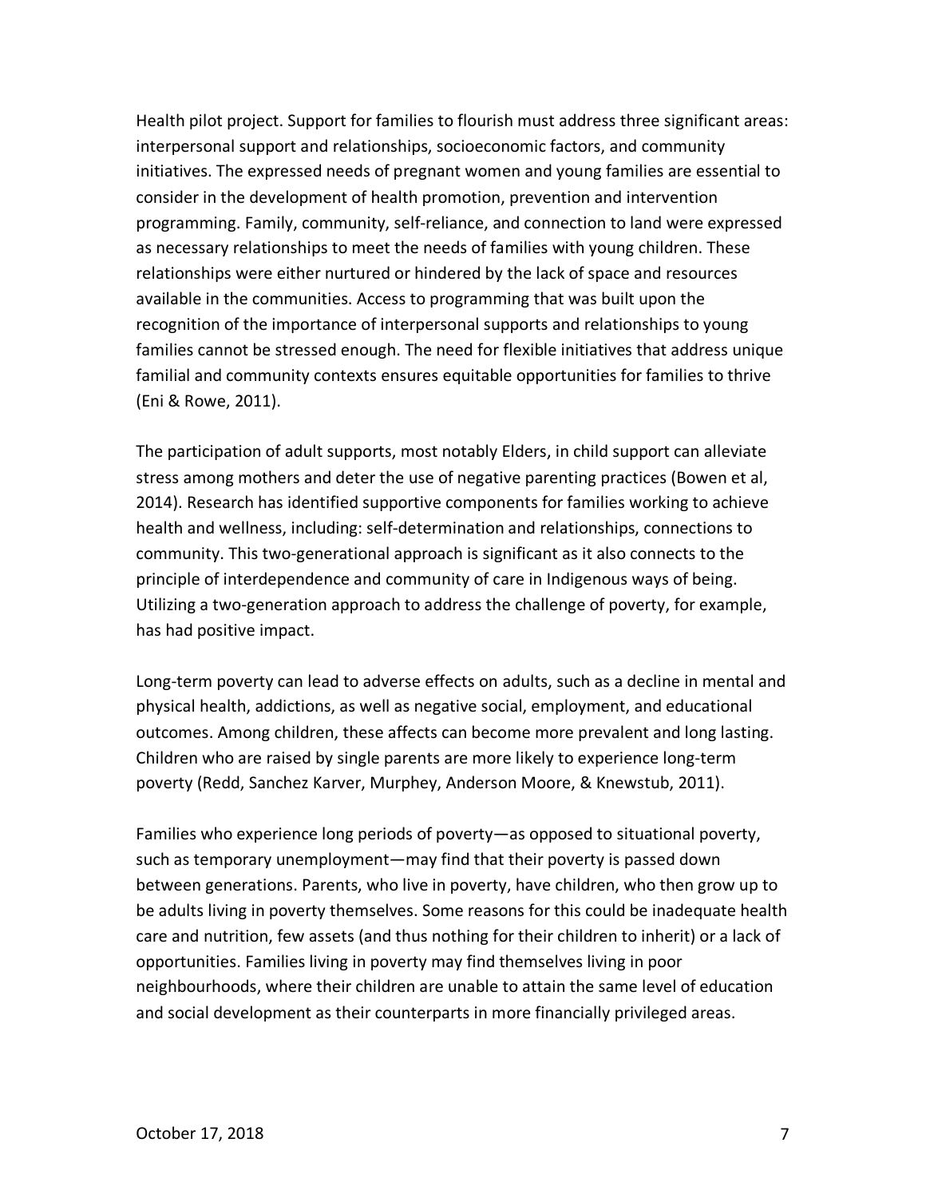Health pilot project. Support for families to flourish must address three significant areas: interpersonal support and relationships, socioeconomic factors, and community initiatives. The expressed needs of pregnant women and young families are essential to consider in the development of health promotion, prevention and intervention programming. Family, community, self-reliance, and connection to land were expressed as necessary relationships to meet the needs of families with young children. These relationships were either nurtured or hindered by the lack of space and resources available in the communities. Access to programming that was built upon the recognition of the importance of interpersonal supports and relationships to young families cannot be stressed enough. The need for flexible initiatives that address unique familial and community contexts ensures equitable opportunities for families to thrive (Eni & Rowe, 2011).

The participation of adult supports, most notably Elders, in child support can alleviate stress among mothers and deter the use of negative parenting practices (Bowen et al, 2014). Research has identified supportive components for families working to achieve health and wellness, including: self-determination and relationships, connections to community. This two-generational approach is significant as it also connects to the principle of interdependence and community of care in Indigenous ways of being. Utilizing a two-generation approach to address the challenge of poverty, for example, has had positive impact.

Long-term poverty can lead to adverse effects on adults, such as a decline in mental and physical health, addictions, as well as negative social, employment, and educational outcomes. Among children, these affects can become more prevalent and long lasting. Children who are raised by single parents are more likely to experience long-term poverty (Redd, Sanchez Karver, Murphey, Anderson Moore, & Knewstub, 2011).

Families who experience long periods of poverty—as opposed to situational poverty, such as temporary unemployment—may find that their poverty is passed down between generations. Parents, who live in poverty, have children, who then grow up to be adults living in poverty themselves. Some reasons for this could be inadequate health care and nutrition, few assets (and thus nothing for their children to inherit) or a lack of opportunities. Families living in poverty may find themselves living in poor neighbourhoods, where their children are unable to attain the same level of education and social development as their counterparts in more financially privileged areas.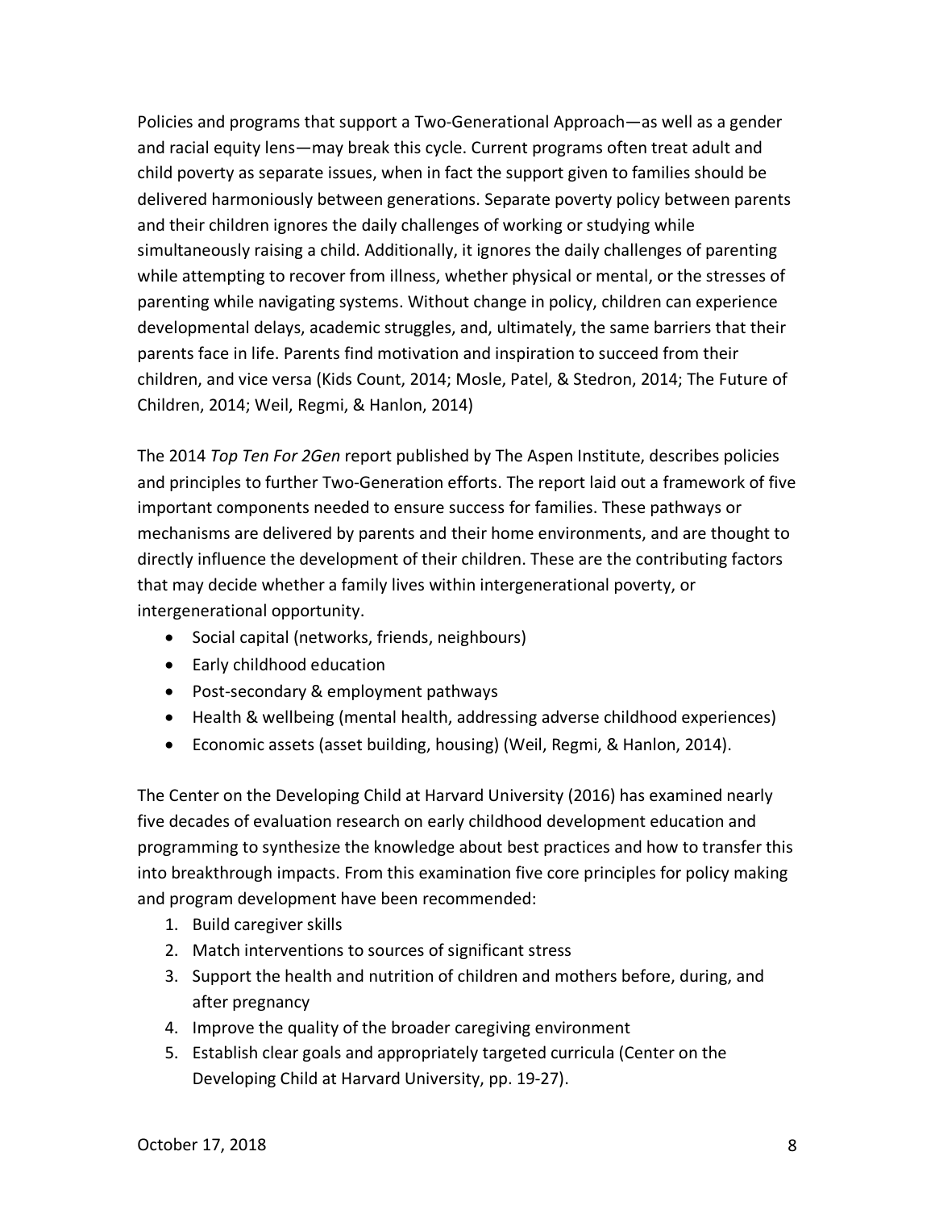Policies and programs that support a Two-Generational Approach—as well as a gender and racial equity lens—may break this cycle. Current programs often treat adult and child poverty as separate issues, when in fact the support given to families should be delivered harmoniously between generations. Separate poverty policy between parents and their children ignores the daily challenges of working or studying while simultaneously raising a child. Additionally, it ignores the daily challenges of parenting while attempting to recover from illness, whether physical or mental, or the stresses of parenting while navigating systems. Without change in policy, children can experience developmental delays, academic struggles, and, ultimately, the same barriers that their parents face in life. Parents find motivation and inspiration to succeed from their children, and vice versa (Kids Count, 2014; Mosle, Patel, & Stedron, 2014; The Future of Children, 2014; Weil, Regmi, & Hanlon, 2014)

The 2014 *Top Ten For 2Gen* report published by The Aspen Institute, describes policies and principles to further Two-Generation efforts. The report laid out a framework of five important components needed to ensure success for families. These pathways or mechanisms are delivered by parents and their home environments, and are thought to directly influence the development of their children. These are the contributing factors that may decide whether a family lives within intergenerational poverty, or intergenerational opportunity.

- Social capital (networks, friends, neighbours)
- Early childhood education
- Post-secondary & employment pathways
- Health & wellbeing (mental health, addressing adverse childhood experiences)
- Economic assets (asset building, housing) (Weil, Regmi, & Hanlon, 2014).

The Center on the Developing Child at Harvard University (2016) has examined nearly five decades of evaluation research on early childhood development education and programming to synthesize the knowledge about best practices and how to transfer this into breakthrough impacts. From this examination five core principles for policy making and program development have been recommended:

1. Build caregiver skills
2. Match interventions to sources of significant stress
3. Support the health and nutrition of children and mothers before, during, and after pregnancy
4. Improve the quality of the broader caregiving environment
5. Establish clear goals and appropriately targeted curricula (Center on the Developing Child at Harvard University, pp. 19-27).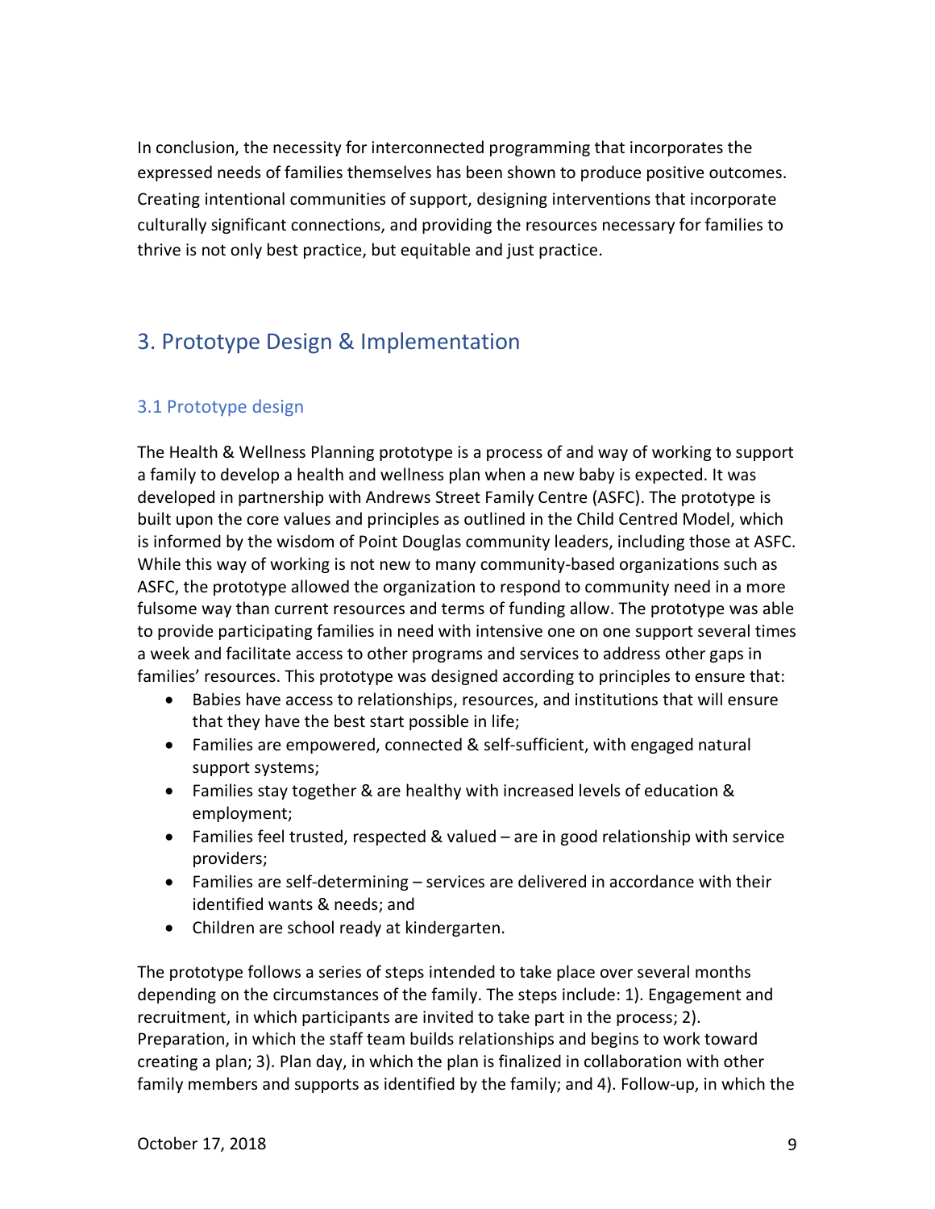In conclusion, the necessity for interconnected programming that incorporates the expressed needs of families themselves has been shown to produce positive outcomes. Creating intentional communities of support, designing interventions that incorporate culturally significant connections, and providing the resources necessary for families to thrive is not only best practice, but equitable and just practice.

## 3. Prototype Design & Implementation

### 3.1 Prototype design

The Health & Wellness Planning prototype is a process of and way of working to support a family to develop a health and wellness plan when a new baby is expected. It was developed in partnership with Andrews Street Family Centre (ASFC). The prototype is built upon the core values and principles as outlined in the Child Centred Model, which is informed by the wisdom of Point Douglas community leaders, including those at ASFC. While this way of working is not new to many community-based organizations such as ASFC, the prototype allowed the organization to respond to community need in a more fulsome way than current resources and terms of funding allow. The prototype was able to provide participating families in need with intensive one on one support several times a week and facilitate access to other programs and services to address other gaps in families' resources. This prototype was designed according to principles to ensure that:

- Babies have access to relationships, resources, and institutions that will ensure that they have the best start possible in life;
- Families are empowered, connected & self-sufficient, with engaged natural support systems;
- Families stay together & are healthy with increased levels of education & employment;
- Families feel trusted, respected & valued – are in good relationship with service providers;
- Families are self-determining – services are delivered in accordance with their identified wants & needs; and
- Children are school ready at kindergarten.

The prototype follows a series of steps intended to take place over several months depending on the circumstances of the family. The steps include: 1). Engagement and recruitment, in which participants are invited to take part in the process; 2). Preparation, in which the staff team builds relationships and begins to work toward creating a plan; 3). Plan day, in which the plan is finalized in collaboration with other family members and supports as identified by the family; and 4). Follow-up, in which the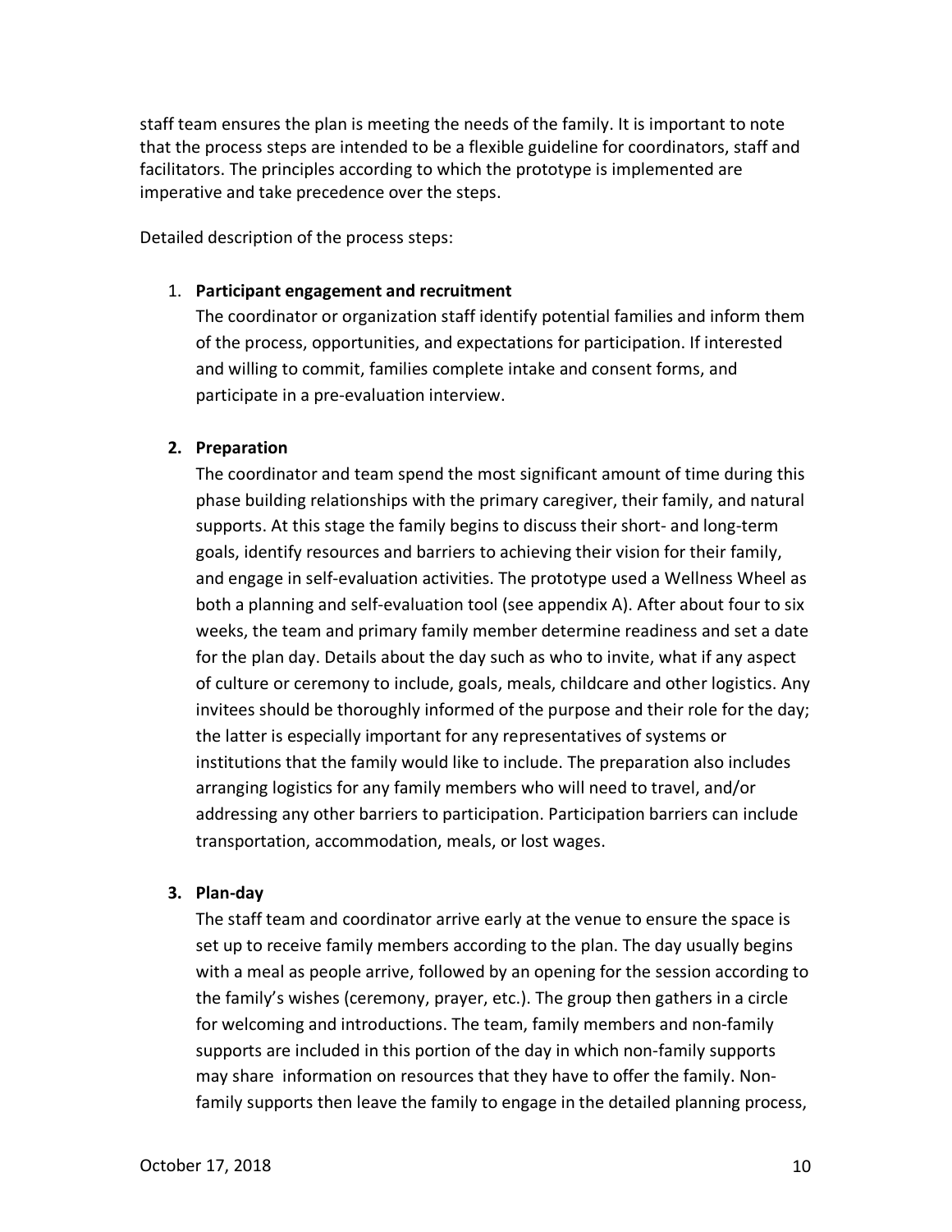staff team ensures the plan is meeting the needs of the family. It is important to note that the process steps are intended to be a flexible guideline for coordinators, staff and facilitators. The principles according to which the prototype is implemented are imperative and take precedence over the steps.

Detailed description of the process steps:

1. **Participant engagement and recruitment**
   The coordinator or organization staff identify potential families and inform them of the process, opportunities, and expectations for participation. If interested and willing to commit, families complete intake and consent forms, and participate in a pre-evaluation interview.

2. **Preparation**
   The coordinator and team spend the most significant amount of time during this phase building relationships with the primary caregiver, their family, and natural supports. At this stage the family begins to discuss their short- and long-term goals, identify resources and barriers to achieving their vision for their family, and engage in self-evaluation activities. The prototype used a Wellness Wheel as both a planning and self-evaluation tool (see appendix A). After about four to six weeks, the team and primary family member determine readiness and set a date for the plan day. Details about the day such as who to invite, what if any aspect of culture or ceremony to include, goals, meals, childcare and other logistics. Any invitees should be thoroughly informed of the purpose and their role for the day; the latter is especially important for any representatives of systems or institutions that the family would like to include. The preparation also includes arranging logistics for any family members who will need to travel, and/or addressing any other barriers to participation. Participation barriers can include transportation, accommodation, meals, or lost wages.

3. **Plan-day**
   The staff team and coordinator arrive early at the venue to ensure the space is set up to receive family members according to the plan. The day usually begins with a meal as people arrive, followed by an opening for the session according to the family's wishes (ceremony, prayer, etc.). The group then gathers in a circle for welcoming and introductions. The team, family members and non-family supports are included in this portion of the day in which non-family supports may share information on resources that they have to offer the family. Non-family supports then leave the family to engage in the detailed planning process,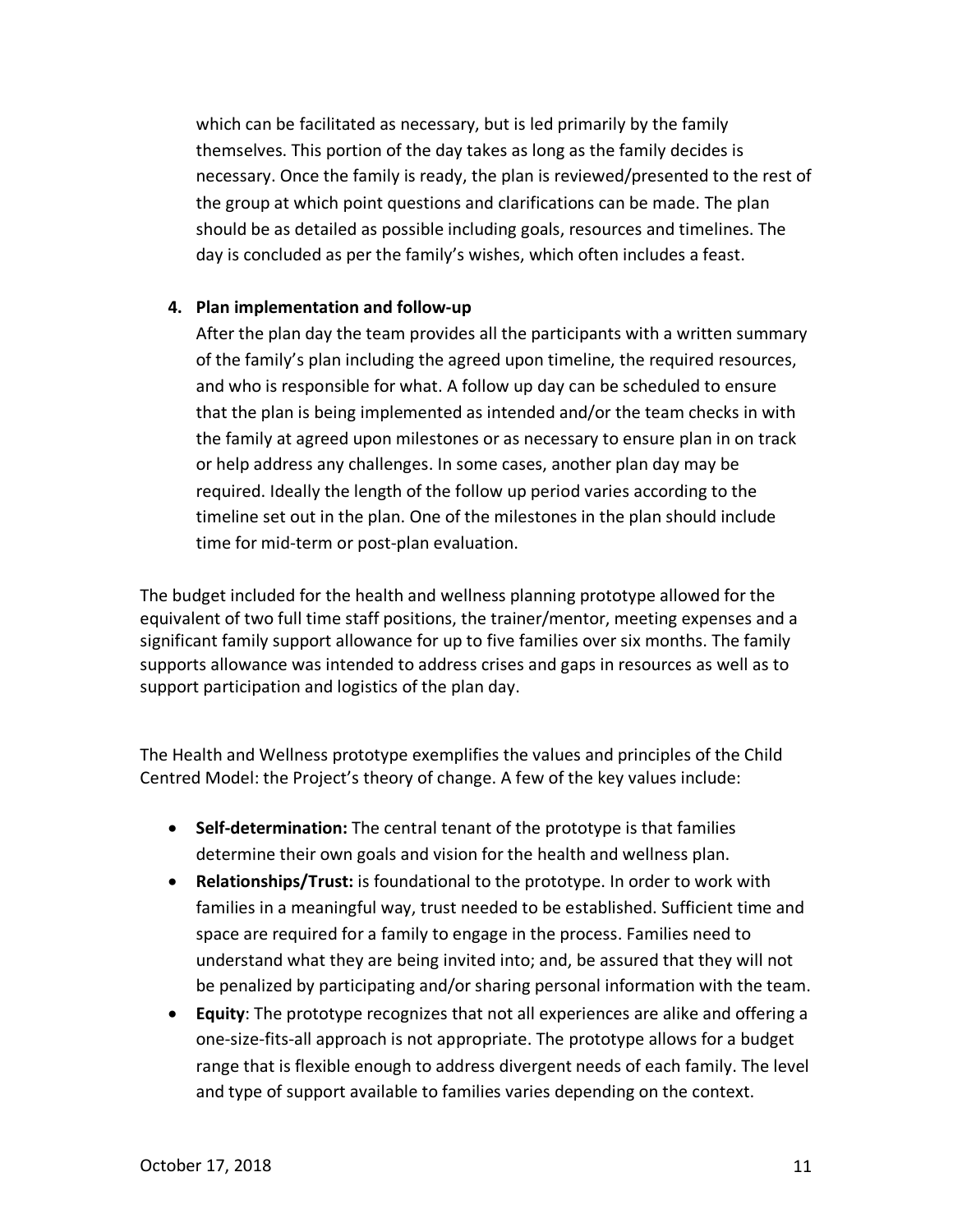which can be facilitated as necessary, but is led primarily by the family themselves. This portion of the day takes as long as the family decides is necessary. Once the family is ready, the plan is reviewed/presented to the rest of the group at which point questions and clarifications can be made. The plan should be as detailed as possible including goals, resources and timelines. The day is concluded as per the family's wishes, which often includes a feast.

4. **Plan implementation and follow-up**

   After the plan day the team provides all the participants with a written summary of the family's plan including the agreed upon timeline, the required resources, and who is responsible for what. A follow up day can be scheduled to ensure that the plan is being implemented as intended and/or the team checks in with the family at agreed upon milestones or as necessary to ensure plan in on track or help address any challenges. In some cases, another plan day may be required. Ideally the length of the follow up period varies according to the timeline set out in the plan. One of the milestones in the plan should include time for mid-term or post-plan evaluation.

The budget included for the health and wellness planning prototype allowed for the equivalent of two full time staff positions, the trainer/mentor, meeting expenses and a significant family support allowance for up to five families over six months. The family supports allowance was intended to address crises and gaps in resources as well as to support participation and logistics of the plan day.

The Health and Wellness prototype exemplifies the values and principles of the Child Centred Model: the Project's theory of change. A few of the key values include:

- **Self-determination:** The central tenant of the prototype is that families determine their own goals and vision for the health and wellness plan.
- **Relationships/Trust:** is foundational to the prototype. In order to work with families in a meaningful way, trust needed to be established. Sufficient time and space are required for a family to engage in the process. Families need to understand what they are being invited into; and, be assured that they will not be penalized by participating and/or sharing personal information with the team.
- **Equity**: The prototype recognizes that not all experiences are alike and offering a one-size-fits-all approach is not appropriate. The prototype allows for a budget range that is flexible enough to address divergent needs of each family. The level and type of support available to families varies depending on the context.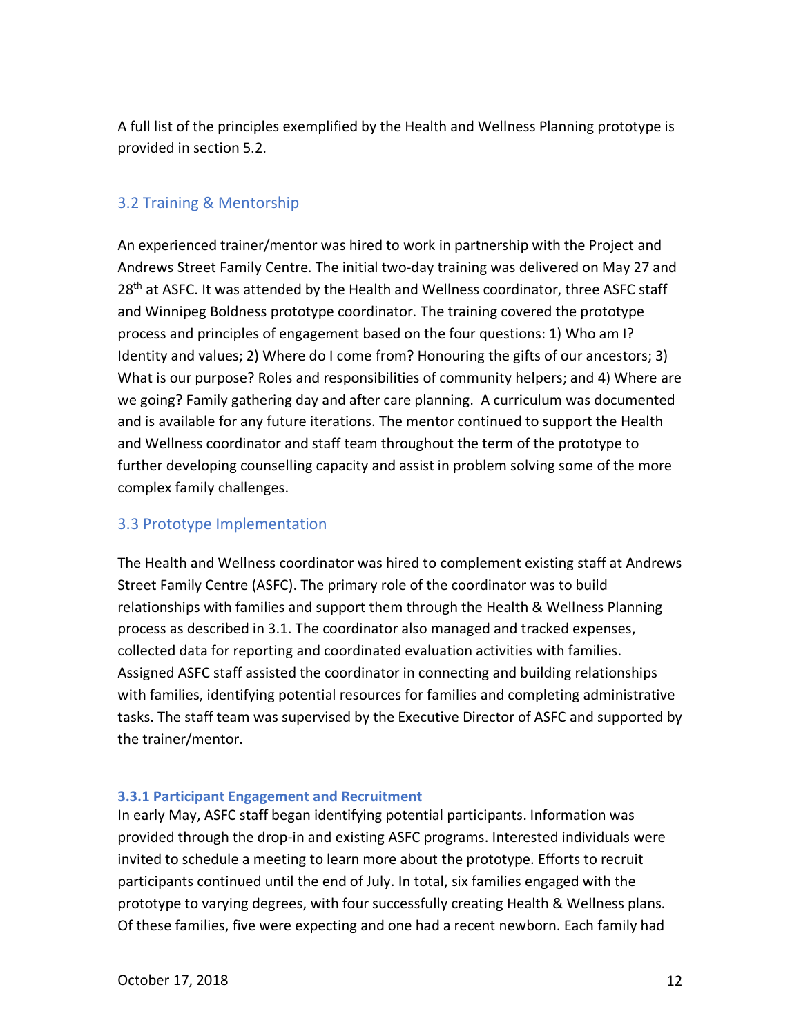A full list of the principles exemplified by the Health and Wellness Planning prototype is provided in section 5.2.

## 3.2 Training & Mentorship

An experienced trainer/mentor was hired to work in partnership with the Project and Andrews Street Family Centre. The initial two-day training was delivered on May 27 and 28th at ASFC. It was attended by the Health and Wellness coordinator, three ASFC staff and Winnipeg Boldness prototype coordinator. The training covered the prototype process and principles of engagement based on the four questions: 1) Who am I? Identity and values; 2) Where do I come from? Honouring the gifts of our ancestors; 3) What is our purpose? Roles and responsibilities of community helpers; and 4) Where are we going? Family gathering day and after care planning. A curriculum was documented and is available for any future iterations. The mentor continued to support the Health and Wellness coordinator and staff team throughout the term of the prototype to further developing counselling capacity and assist in problem solving some of the more complex family challenges.

## 3.3 Prototype Implementation

The Health and Wellness coordinator was hired to complement existing staff at Andrews Street Family Centre (ASFC). The primary role of the coordinator was to build relationships with families and support them through the Health & Wellness Planning process as described in 3.1. The coordinator also managed and tracked expenses, collected data for reporting and coordinated evaluation activities with families. Assigned ASFC staff assisted the coordinator in connecting and building relationships with families, identifying potential resources for families and completing administrative tasks. The staff team was supervised by the Executive Director of ASFC and supported by the trainer/mentor.

### 3.3.1 Participant Engagement and Recruitment

In early May, ASFC staff began identifying potential participants. Information was provided through the drop-in and existing ASFC programs. Interested individuals were invited to schedule a meeting to learn more about the prototype. Efforts to recruit participants continued until the end of July. In total, six families engaged with the prototype to varying degrees, with four successfully creating Health & Wellness plans. Of these families, five were expecting and one had a recent newborn. Each family had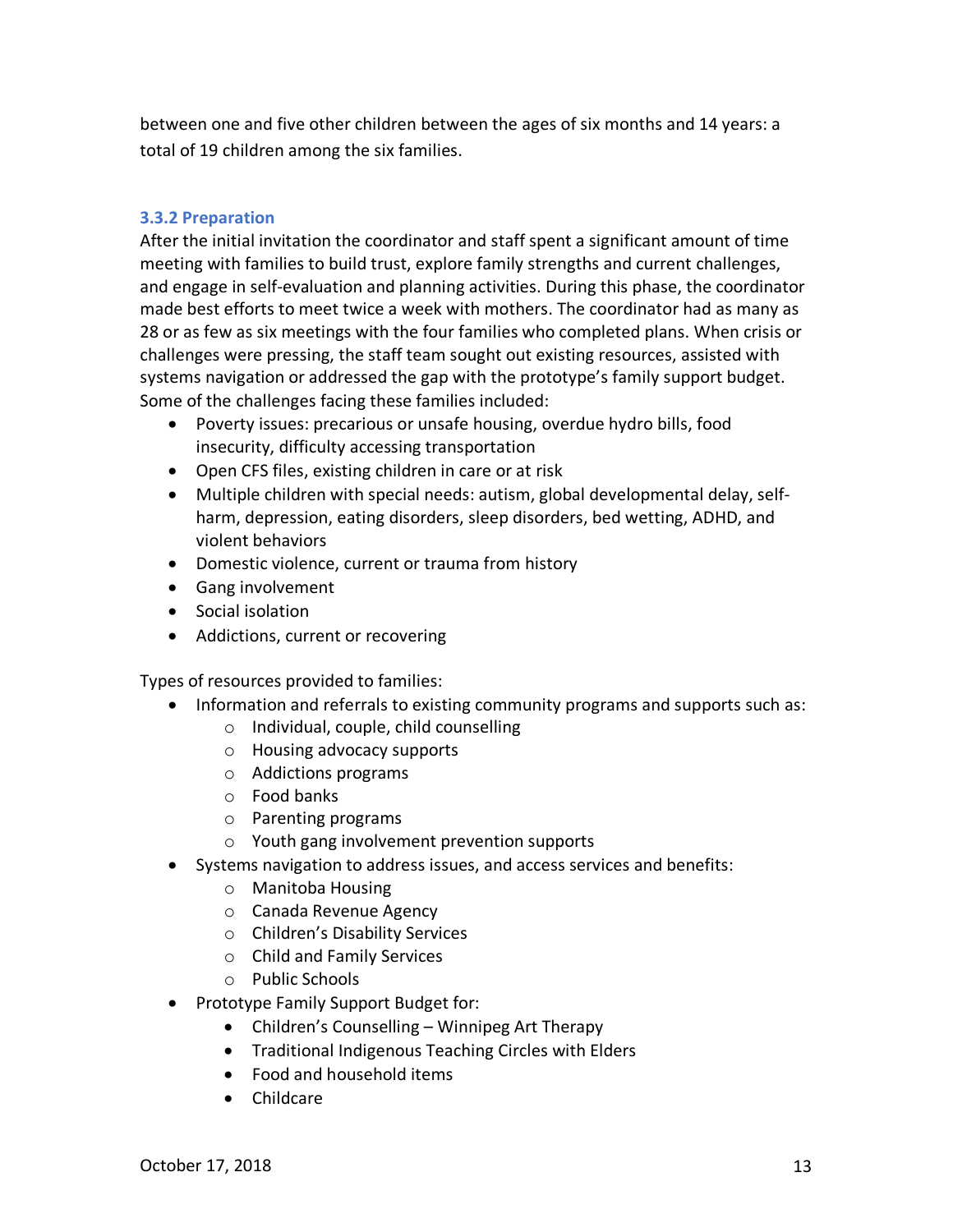between one and five other children between the ages of six months and 14 years: a total of 19 children among the six families.

### 3.3.2 Preparation

After the initial invitation the coordinator and staff spent a significant amount of time meeting with families to build trust, explore family strengths and current challenges, and engage in self-evaluation and planning activities. During this phase, the coordinator made best efforts to meet twice a week with mothers. The coordinator had as many as 28 or as few as six meetings with the four families who completed plans. When crisis or challenges were pressing, the staff team sought out existing resources, assisted with systems navigation or addressed the gap with the prototype's family support budget. Some of the challenges facing these families included:

- Poverty issues: precarious or unsafe housing, overdue hydro bills, food insecurity, difficulty accessing transportation
- Open CFS files, existing children in care or at risk
- Multiple children with special needs: autism, global developmental delay, self-harm, depression, eating disorders, sleep disorders, bed wetting, ADHD, and violent behaviors
- Domestic violence, current or trauma from history
- Gang involvement
- Social isolation
- Addictions, current or recovering

Types of resources provided to families:

- Information and referrals to existing community programs and supports such as:
  - Individual, couple, child counselling
  - Housing advocacy supports
  - Addictions programs
  - Food banks
  - Parenting programs
  - Youth gang involvement prevention supports
- Systems navigation to address issues, and access services and benefits:
  - Manitoba Housing
  - Canada Revenue Agency
  - Children's Disability Services
  - Child and Family Services
  - Public Schools
- Prototype Family Support Budget for:
  - Children's Counselling – Winnipeg Art Therapy
  - Traditional Indigenous Teaching Circles with Elders
  - Food and household items
  - Childcare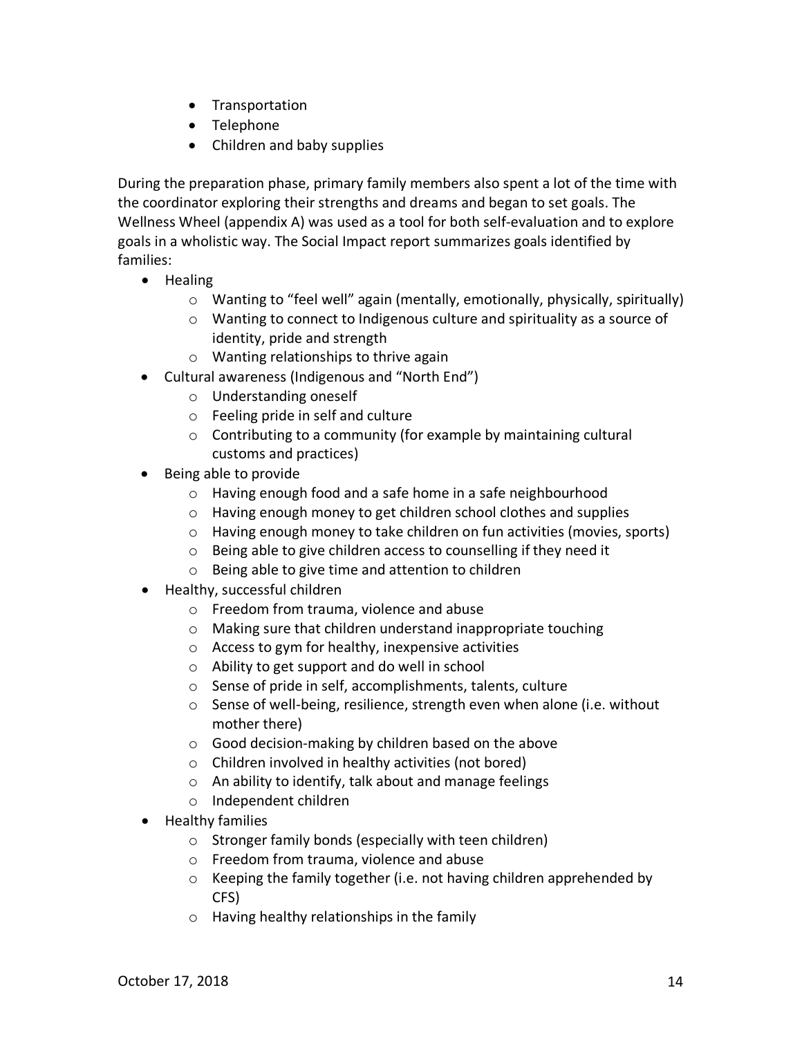- Transportation
- Telephone
- Children and baby supplies

During the preparation phase, primary family members also spent a lot of the time with the coordinator exploring their strengths and dreams and began to set goals. The Wellness Wheel (appendix A) was used as a tool for both self-evaluation and to explore goals in a wholistic way. The Social Impact report summarizes goals identified by families:

- Healing
  - Wanting to "feel well" again (mentally, emotionally, physically, spiritually)
  - Wanting to connect to Indigenous culture and spirituality as a source of identity, pride and strength
  - Wanting relationships to thrive again
- Cultural awareness (Indigenous and "North End")
  - Understanding oneself
  - Feeling pride in self and culture
  - Contributing to a community (for example by maintaining cultural customs and practices)
- Being able to provide
  - Having enough food and a safe home in a safe neighbourhood
  - Having enough money to get children school clothes and supplies
  - Having enough money to take children on fun activities (movies, sports)
  - Being able to give children access to counselling if they need it
  - Being able to give time and attention to children
- Healthy, successful children
  - Freedom from trauma, violence and abuse
  - Making sure that children understand inappropriate touching
  - Access to gym for healthy, inexpensive activities
  - Ability to get support and do well in school
  - Sense of pride in self, accomplishments, talents, culture
  - Sense of well-being, resilience, strength even when alone (i.e. without mother there)
  - Good decision-making by children based on the above
  - Children involved in healthy activities (not bored)
  - An ability to identify, talk about and manage feelings
  - Independent children
- Healthy families
  - Stronger family bonds (especially with teen children)
  - Freedom from trauma, violence and abuse
  - Keeping the family together (i.e. not having children apprehended by CFS)
  - Having healthy relationships in the family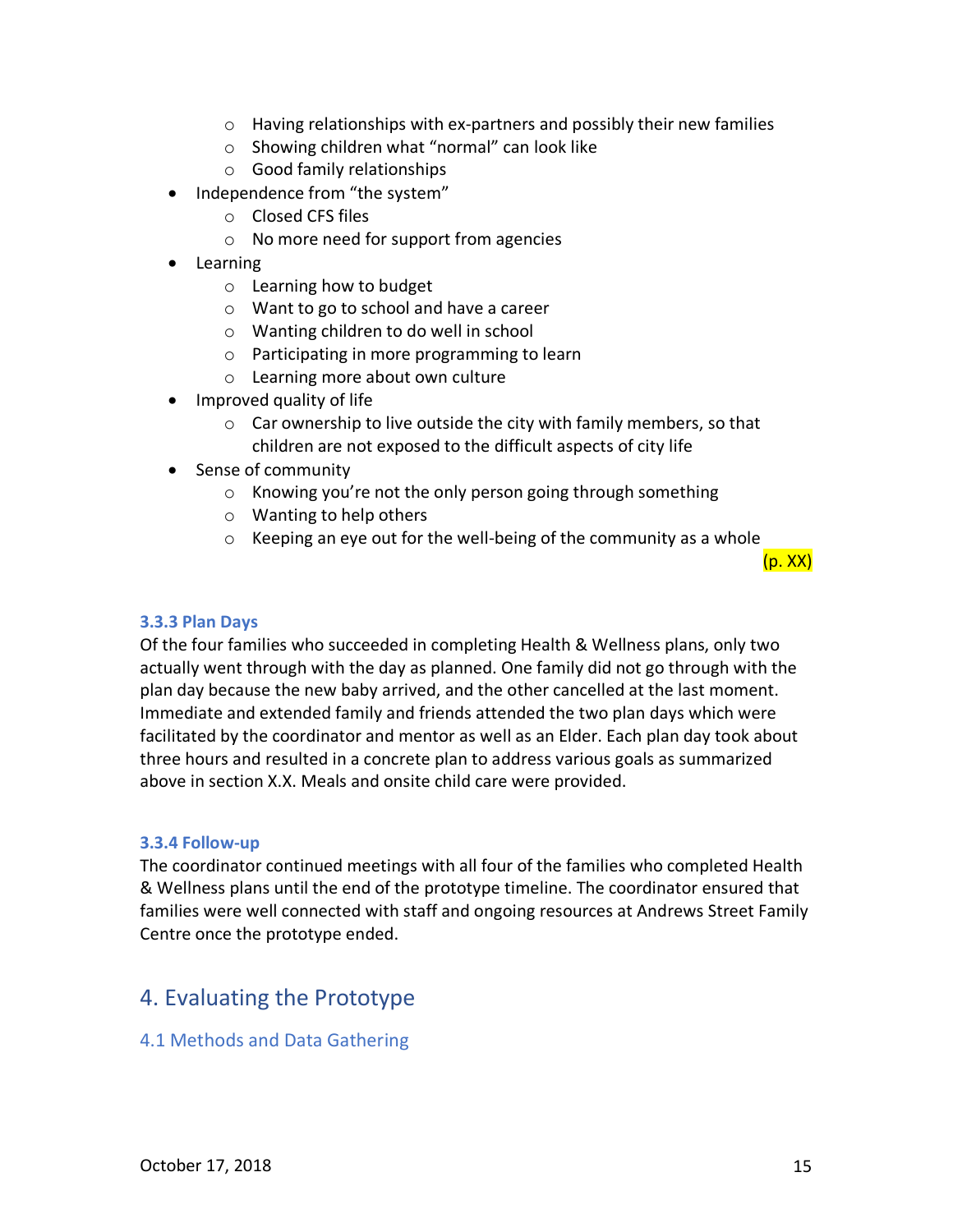- Having relationships with ex-partners and possibly their new families
    - Showing children what "normal" can look like
    - Good family relationships
- Independence from "the system"
    - Closed CFS files
    - No more need for support from agencies
- Learning
    - Learning how to budget
    - Want to go to school and have a career
    - Wanting children to do well in school
    - Participating in more programming to learn
    - Learning more about own culture
- Improved quality of life
    - Car ownership to live outside the city with family members, so that children are not exposed to the difficult aspects of city life
- Sense of community
    - Knowing you're not the only person going through something
    - Wanting to help others
    - Keeping an eye out for the well-being of the community as a whole

(p. XX)

#### 3.3.3 Plan Days

Of the four families who succeeded in completing Health & Wellness plans, only two actually went through with the day as planned. One family did not go through with the plan day because the new baby arrived, and the other cancelled at the last moment. Immediate and extended family and friends attended the two plan days which were facilitated by the coordinator and mentor as well as an Elder. Each plan day took about three hours and resulted in a concrete plan to address various goals as summarized above in section X.X. Meals and onsite child care were provided.

#### 3.3.4 Follow-up

The coordinator continued meetings with all four of the families who completed Health & Wellness plans until the end of the prototype timeline. The coordinator ensured that families were well connected with staff and ongoing resources at Andrews Street Family Centre once the prototype ended.

## 4. Evaluating the Prototype

### 4.1 Methods and Data Gathering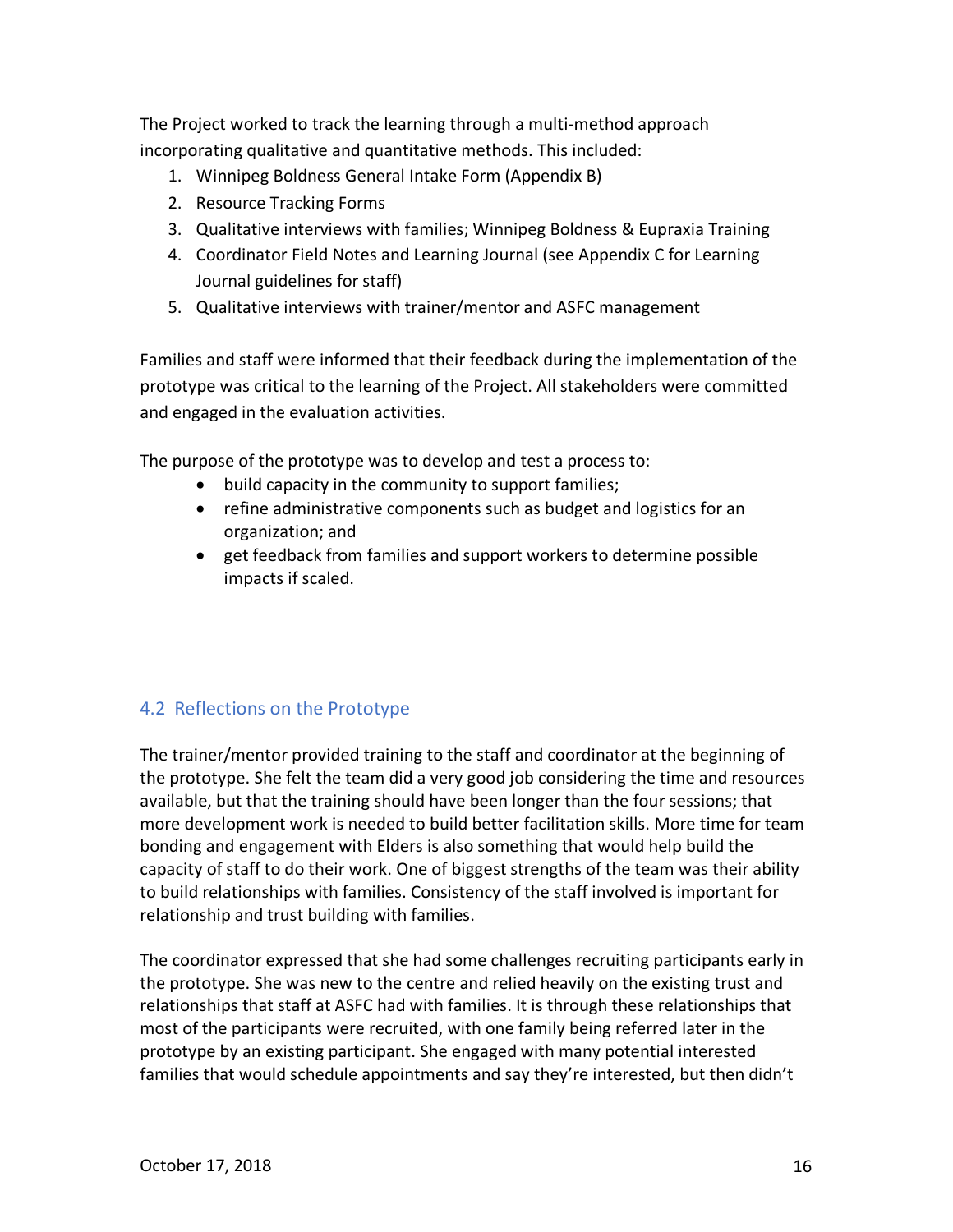The Project worked to track the learning through a multi-method approach incorporating qualitative and quantitative methods. This included:

1. Winnipeg Boldness General Intake Form (Appendix B)
2. Resource Tracking Forms
3. Qualitative interviews with families; Winnipeg Boldness & Eupraxia Training
4. Coordinator Field Notes and Learning Journal (see Appendix C for Learning Journal guidelines for staff)
5. Qualitative interviews with trainer/mentor and ASFC management

Families and staff were informed that their feedback during the implementation of the prototype was critical to the learning of the Project. All stakeholders were committed and engaged in the evaluation activities.

The purpose of the prototype was to develop and test a process to:

- build capacity in the community to support families;
- refine administrative components such as budget and logistics for an organization; and
- get feedback from families and support workers to determine possible impacts if scaled.

## 4.2 Reflections on the Prototype

The trainer/mentor provided training to the staff and coordinator at the beginning of the prototype. She felt the team did a very good job considering the time and resources available, but that the training should have been longer than the four sessions; that more development work is needed to build better facilitation skills. More time for team bonding and engagement with Elders is also something that would help build the capacity of staff to do their work. One of biggest strengths of the team was their ability to build relationships with families. Consistency of the staff involved is important for relationship and trust building with families.

The coordinator expressed that she had some challenges recruiting participants early in the prototype. She was new to the centre and relied heavily on the existing trust and relationships that staff at ASFC had with families. It is through these relationships that most of the participants were recruited, with one family being referred later in the prototype by an existing participant. She engaged with many potential interested families that would schedule appointments and say they're interested, but then didn't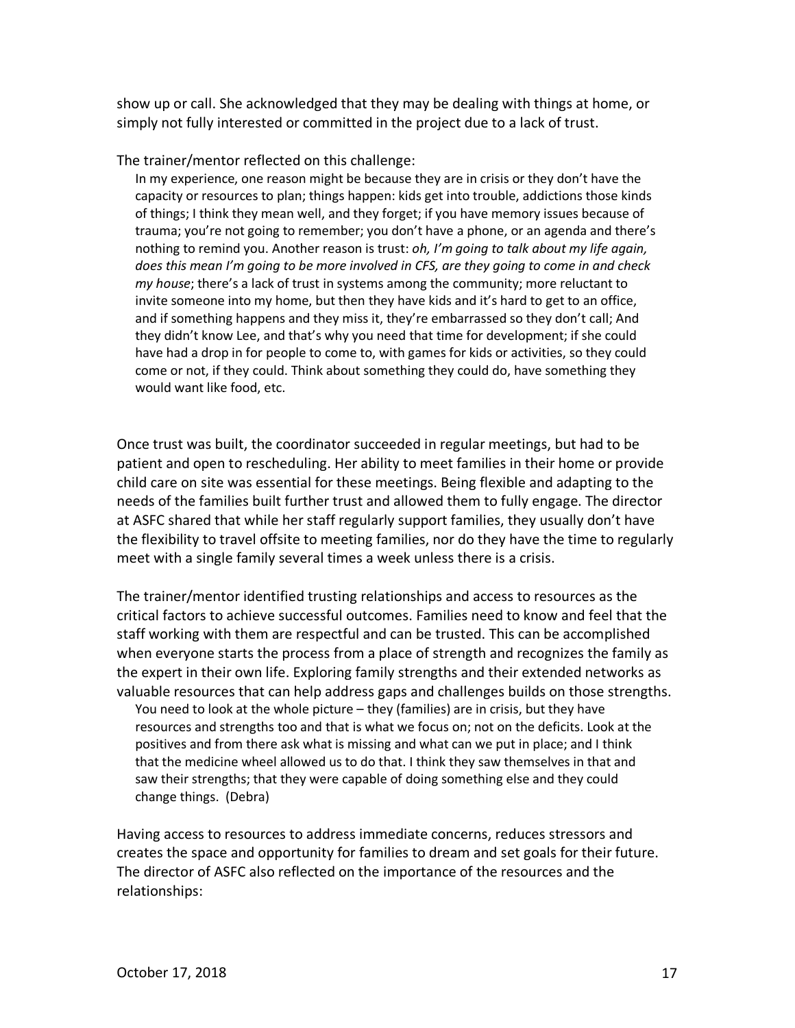show up or call. She acknowledged that they may be dealing with things at home, or simply not fully interested or committed in the project due to a lack of trust.

The trainer/mentor reflected on this challenge:

> In my experience, one reason might be because they are in crisis or they don't have the capacity or resources to plan; things happen: kids get into trouble, addictions those kinds of things; I think they mean well, and they forget; if you have memory issues because of trauma; you're not going to remember; you don't have a phone, or an agenda and there's nothing to remind you. Another reason is trust: *oh, I'm going to talk about my life again, does this mean I'm going to be more involved in CFS, are they going to come in and check my house*; there's a lack of trust in systems among the community; more reluctant to invite someone into my home, but then they have kids and it's hard to get to an office, and if something happens and they miss it, they're embarrassed so they don't call; And they didn't know Lee, and that's why you need that time for development; if she could have had a drop in for people to come to, with games for kids or activities, so they could come or not, if they could. Think about something they could do, have something they would want like food, etc.

Once trust was built, the coordinator succeeded in regular meetings, but had to be patient and open to rescheduling. Her ability to meet families in their home or provide child care on site was essential for these meetings. Being flexible and adapting to the needs of the families built further trust and allowed them to fully engage. The director at ASFC shared that while her staff regularly support families, they usually don't have the flexibility to travel offsite to meeting families, nor do they have the time to regularly meet with a single family several times a week unless there is a crisis.

The trainer/mentor identified trusting relationships and access to resources as the critical factors to achieve successful outcomes. Families need to know and feel that the staff working with them are respectful and can be trusted. This can be accomplished when everyone starts the process from a place of strength and recognizes the family as the expert in their own life. Exploring family strengths and their extended networks as valuable resources that can help address gaps and challenges builds on those strengths.

> You need to look at the whole picture – they (families) are in crisis, but they have resources and strengths too and that is what we focus on; not on the deficits. Look at the positives and from there ask what is missing and what can we put in place; and I think that the medicine wheel allowed us to do that. I think they saw themselves in that and saw their strengths; that they were capable of doing something else and they could change things. (Debra)

Having access to resources to address immediate concerns, reduces stressors and creates the space and opportunity for families to dream and set goals for their future. The director of ASFC also reflected on the importance of the resources and the relationships: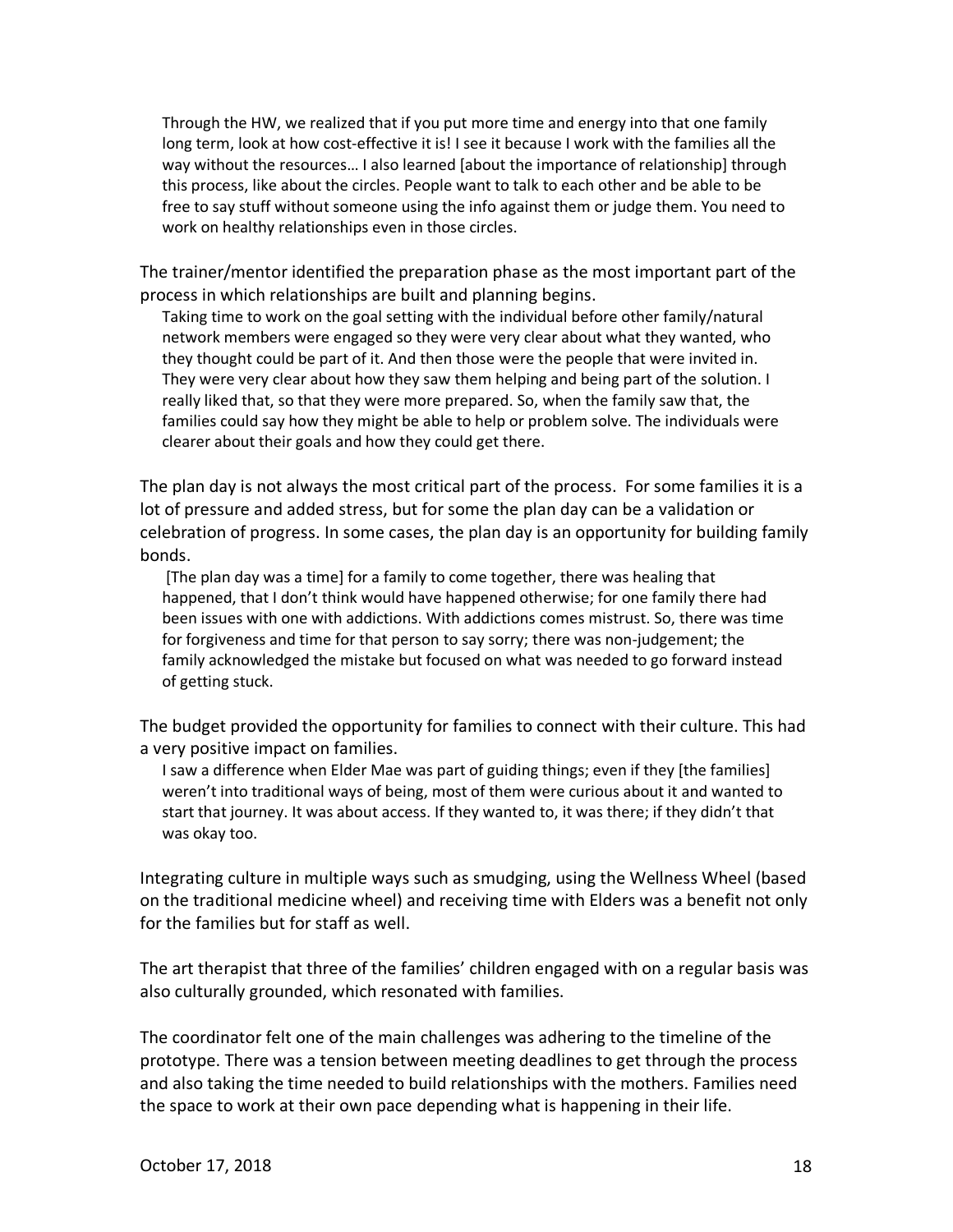> Through the HW, we realized that if you put more time and energy into that one family long term, look at how cost-effective it is! I see it because I work with the families all the way without the resources… I also learned [about the importance of relationship] through this process, like about the circles. People want to talk to each other and be able to be free to say stuff without someone using the info against them or judge them. You need to work on healthy relationships even in those circles.

The trainer/mentor identified the preparation phase as the most important part of the process in which relationships are built and planning begins.

> Taking time to work on the goal setting with the individual before other family/natural network members were engaged so they were very clear about what they wanted, who they thought could be part of it. And then those were the people that were invited in. They were very clear about how they saw them helping and being part of the solution. I really liked that, so that they were more prepared. So, when the family saw that, the families could say how they might be able to help or problem solve. The individuals were clearer about their goals and how they could get there.

The plan day is not always the most critical part of the process. For some families it is a lot of pressure and added stress, but for some the plan day can be a validation or celebration of progress. In some cases, the plan day is an opportunity for building family bonds.

> [The plan day was a time] for a family to come together, there was healing that happened, that I don't think would have happened otherwise; for one family there had been issues with one with addictions. With addictions comes mistrust. So, there was time for forgiveness and time for that person to say sorry; there was non-judgement; the family acknowledged the mistake but focused on what was needed to go forward instead of getting stuck.

The budget provided the opportunity for families to connect with their culture. This had a very positive impact on families.

> I saw a difference when Elder Mae was part of guiding things; even if they [the families] weren't into traditional ways of being, most of them were curious about it and wanted to start that journey. It was about access. If they wanted to, it was there; if they didn't that was okay too.

Integrating culture in multiple ways such as smudging, using the Wellness Wheel (based on the traditional medicine wheel) and receiving time with Elders was a benefit not only for the families but for staff as well.

The art therapist that three of the families' children engaged with on a regular basis was also culturally grounded, which resonated with families.

The coordinator felt one of the main challenges was adhering to the timeline of the prototype. There was a tension between meeting deadlines to get through the process and also taking the time needed to build relationships with the mothers. Families need the space to work at their own pace depending what is happening in their life.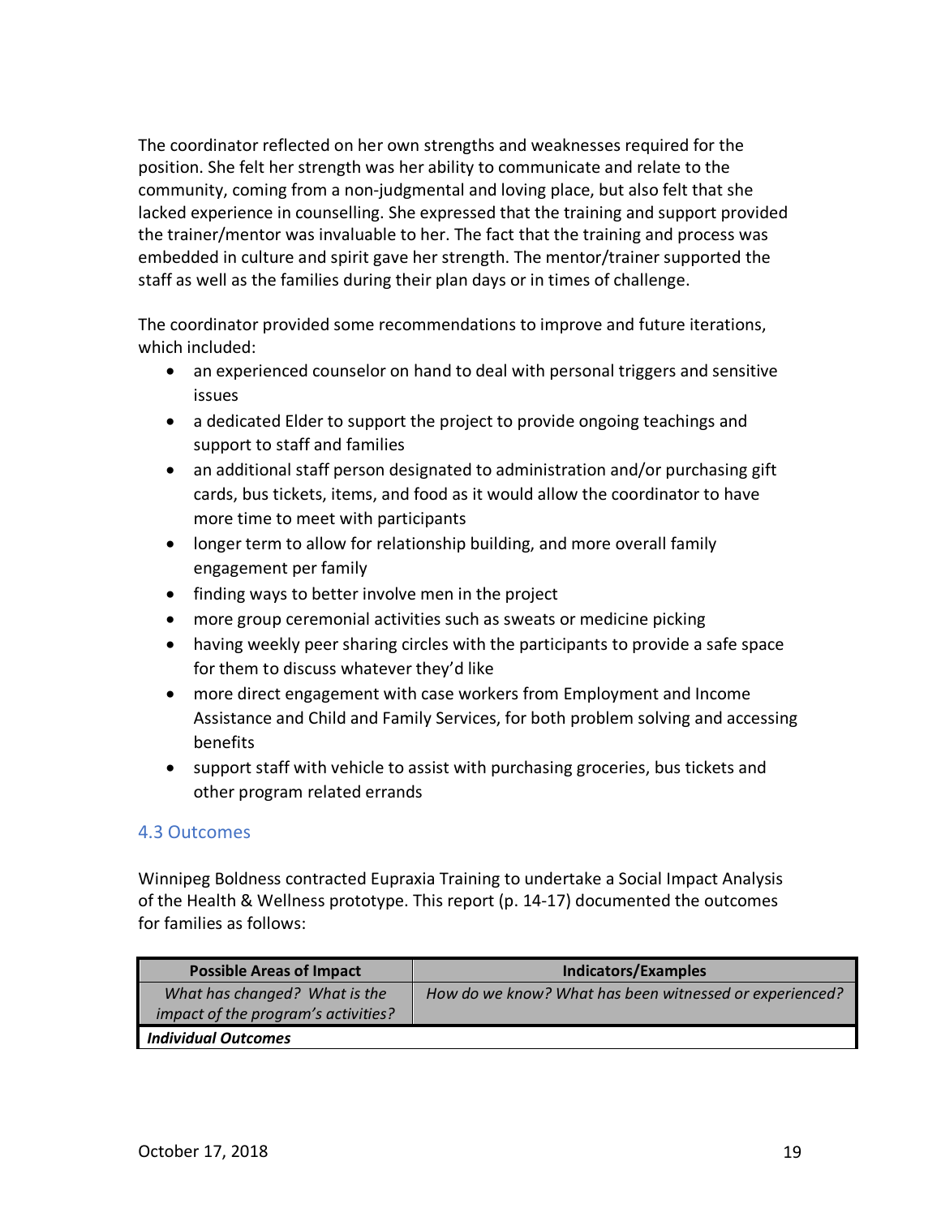The coordinator reflected on her own strengths and weaknesses required for the position. She felt her strength was her ability to communicate and relate to the community, coming from a non-judgmental and loving place, but also felt that she lacked experience in counselling. She expressed that the training and support provided the trainer/mentor was invaluable to her. The fact that the training and process was embedded in culture and spirit gave her strength. The mentor/trainer supported the staff as well as the families during their plan days or in times of challenge.

The coordinator provided some recommendations to improve and future iterations, which included:

- an experienced counselor on hand to deal with personal triggers and sensitive issues
- a dedicated Elder to support the project to provide ongoing teachings and support to staff and families
- an additional staff person designated to administration and/or purchasing gift cards, bus tickets, items, and food as it would allow the coordinator to have more time to meet with participants
- longer term to allow for relationship building, and more overall family engagement per family
- finding ways to better involve men in the project
- more group ceremonial activities such as sweats or medicine picking
- having weekly peer sharing circles with the participants to provide a safe space for them to discuss whatever they'd like
- more direct engagement with case workers from Employment and Income Assistance and Child and Family Services, for both problem solving and accessing benefits
- support staff with vehicle to assist with purchasing groceries, bus tickets and other program related errands

### 4.3 Outcomes

Winnipeg Boldness contracted Eupraxia Training to undertake a Social Impact Analysis of the Health & Wellness prototype. This report (p. 14-17) documented the outcomes for families as follows:

| Possible Areas of Impact | Indicators/Examples |
|---|---|
| *What has changed? What is the impact of the program's activities?* | *How do we know? What has been witnessed or experienced?* |
| ***Individual Outcomes*** | |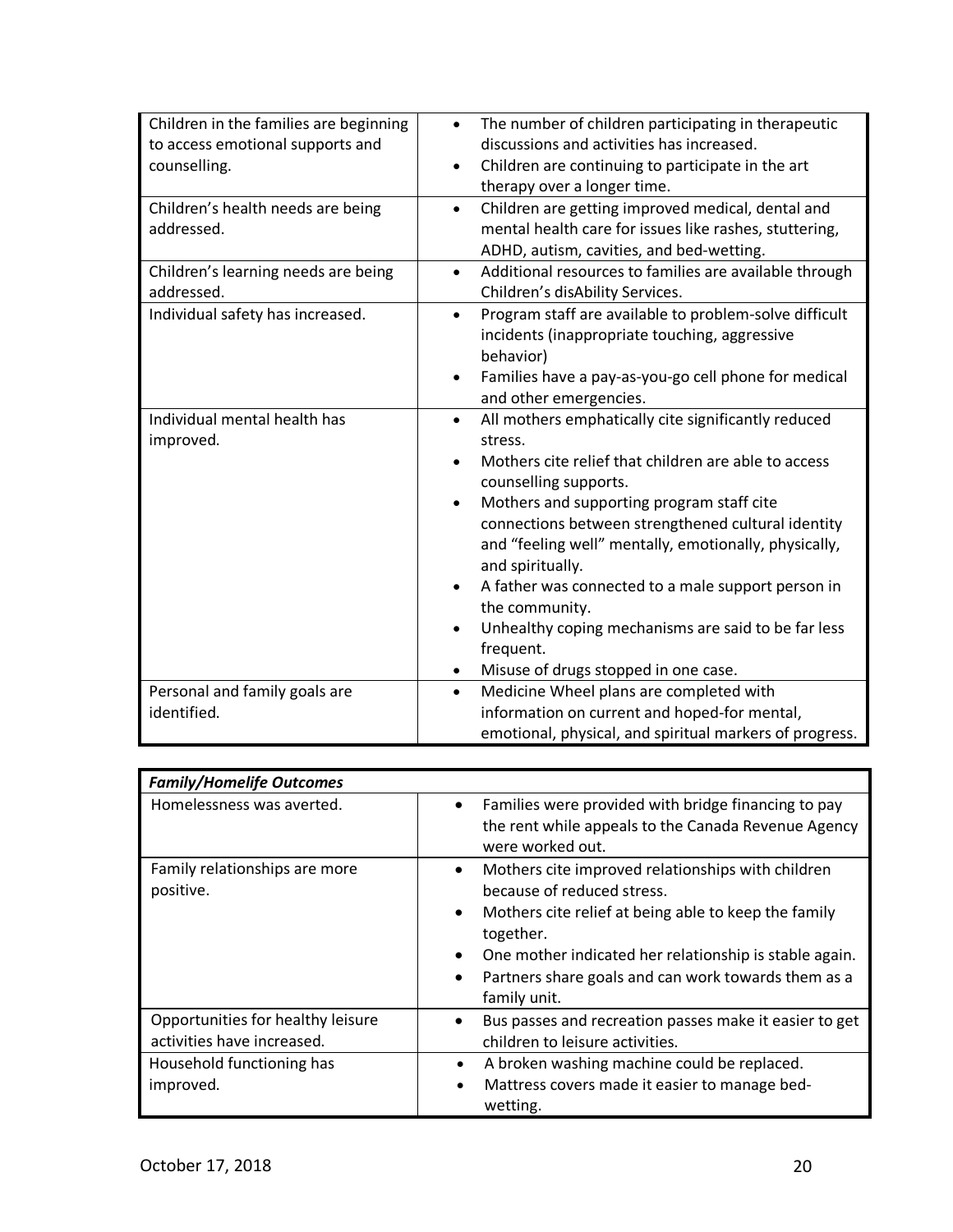| | |
|---|---|
| Children in the families are beginning to access emotional supports and counselling. | • The number of children participating in therapeutic discussions and activities has increased.<br>• Children are continuing to participate in the art therapy over a longer time. |
| Children's health needs are being addressed. | • Children are getting improved medical, dental and mental health care for issues like rashes, stuttering, ADHD, autism, cavities, and bed-wetting. |
| Children's learning needs are being addressed. | • Additional resources to families are available through Children's disAbility Services. |
| Individual safety has increased. | • Program staff are available to problem-solve difficult incidents (inappropriate touching, aggressive behavior)<br>• Families have a pay-as-you-go cell phone for medical and other emergencies. |
| Individual mental health has improved. | • All mothers emphatically cite significantly reduced stress.<br>• Mothers cite relief that children are able to access counselling supports.<br>• Mothers and supporting program staff cite connections between strengthened cultural identity and "feeling well" mentally, emotionally, physically, and spiritually.<br>• A father was connected to a male support person in the community.<br>• Unhealthy coping mechanisms are said to be far less frequent.<br>• Misuse of drugs stopped in one case. |
| Personal and family goals are identified. | • Medicine Wheel plans are completed with information on current and hoped-for mental, emotional, physical, and spiritual markers of progress. |

| ***Family/Homelife Outcomes*** | |
|---|---|
| Homelessness was averted. | • Families were provided with bridge financing to pay the rent while appeals to the Canada Revenue Agency were worked out. |
| Family relationships are more positive. | • Mothers cite improved relationships with children because of reduced stress.<br>• Mothers cite relief at being able to keep the family together.<br>• One mother indicated her relationship is stable again.<br>• Partners share goals and can work towards them as a family unit. |
| Opportunities for healthy leisure activities have increased. | • Bus passes and recreation passes make it easier to get children to leisure activities. |
| Household functioning has improved. | • A broken washing machine could be replaced.<br>• Mattress covers made it easier to manage bed-wetting. |

October 17, 2018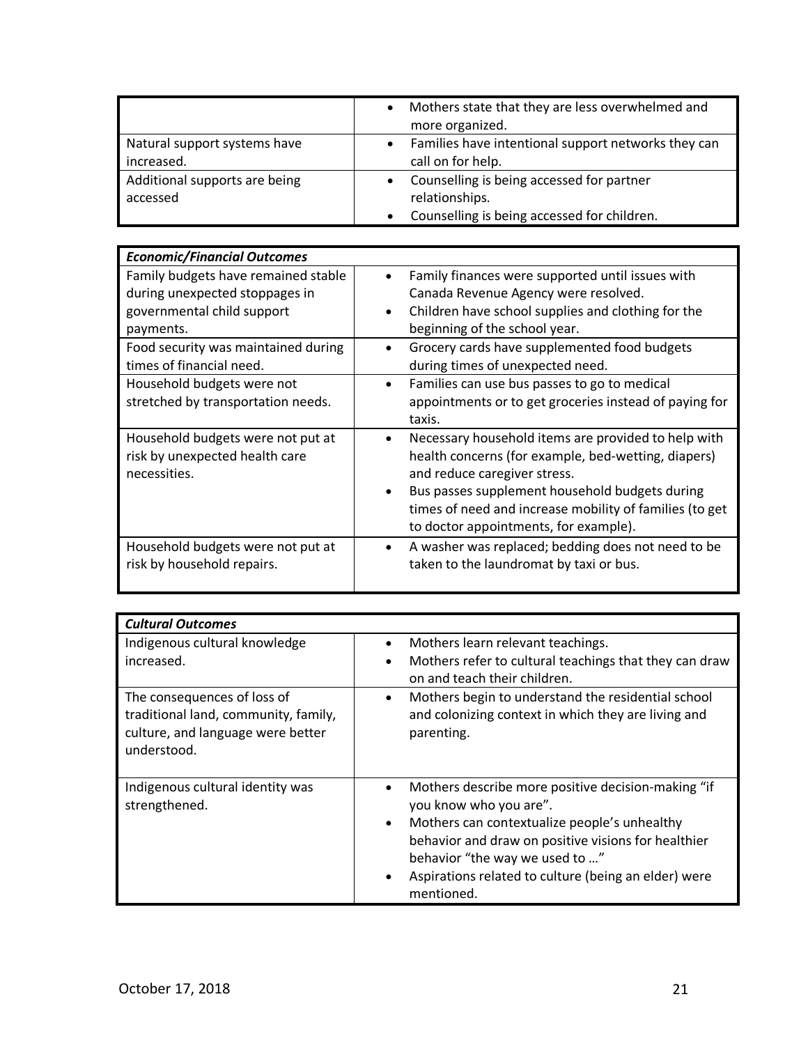| | |
|---|---|
| | • Mothers state that they are less overwhelmed and more organized. |
| Natural support systems have increased. | • Families have intentional support networks they can call on for help. |
| Additional supports are being accessed | • Counselling is being accessed for partner relationships.<br>• Counselling is being accessed for children. |

| ***Economic/Financial Outcomes*** | |
|---|---|
| Family budgets have remained stable during unexpected stoppages in governmental child support payments. | • Family finances were supported until issues with Canada Revenue Agency were resolved.<br>• Children have school supplies and clothing for the beginning of the school year. |
| Food security was maintained during times of financial need. | • Grocery cards have supplemented food budgets during times of unexpected need. |
| Household budgets were not stretched by transportation needs. | • Families can use bus passes to go to medical appointments or to get groceries instead of paying for taxis. |
| Household budgets were not put at risk by unexpected health care necessities. | • Necessary household items are provided to help with health concerns (for example, bed-wetting, diapers) and reduce caregiver stress.<br>• Bus passes supplement household budgets during times of need and increase mobility of families (to get to doctor appointments, for example). |
| Household budgets were not put at risk by household repairs. | • A washer was replaced; bedding does not need to be taken to the laundromat by taxi or bus. |

| ***Cultural Outcomes*** | |
|---|---|
| Indigenous cultural knowledge increased. | • Mothers learn relevant teachings.<br>• Mothers refer to cultural teachings that they can draw on and teach their children. |
| The consequences of loss of traditional land, community, family, culture, and language were better understood. | • Mothers begin to understand the residential school and colonizing context in which they are living and parenting. |
| Indigenous cultural identity was strengthened. | • Mothers describe more positive decision-making "if you know who you are".<br>• Mothers can contextualize people's unhealthy behavior and draw on positive visions for healthier behavior "the way we used to …"<br>• Aspirations related to culture (being an elder) were mentioned. |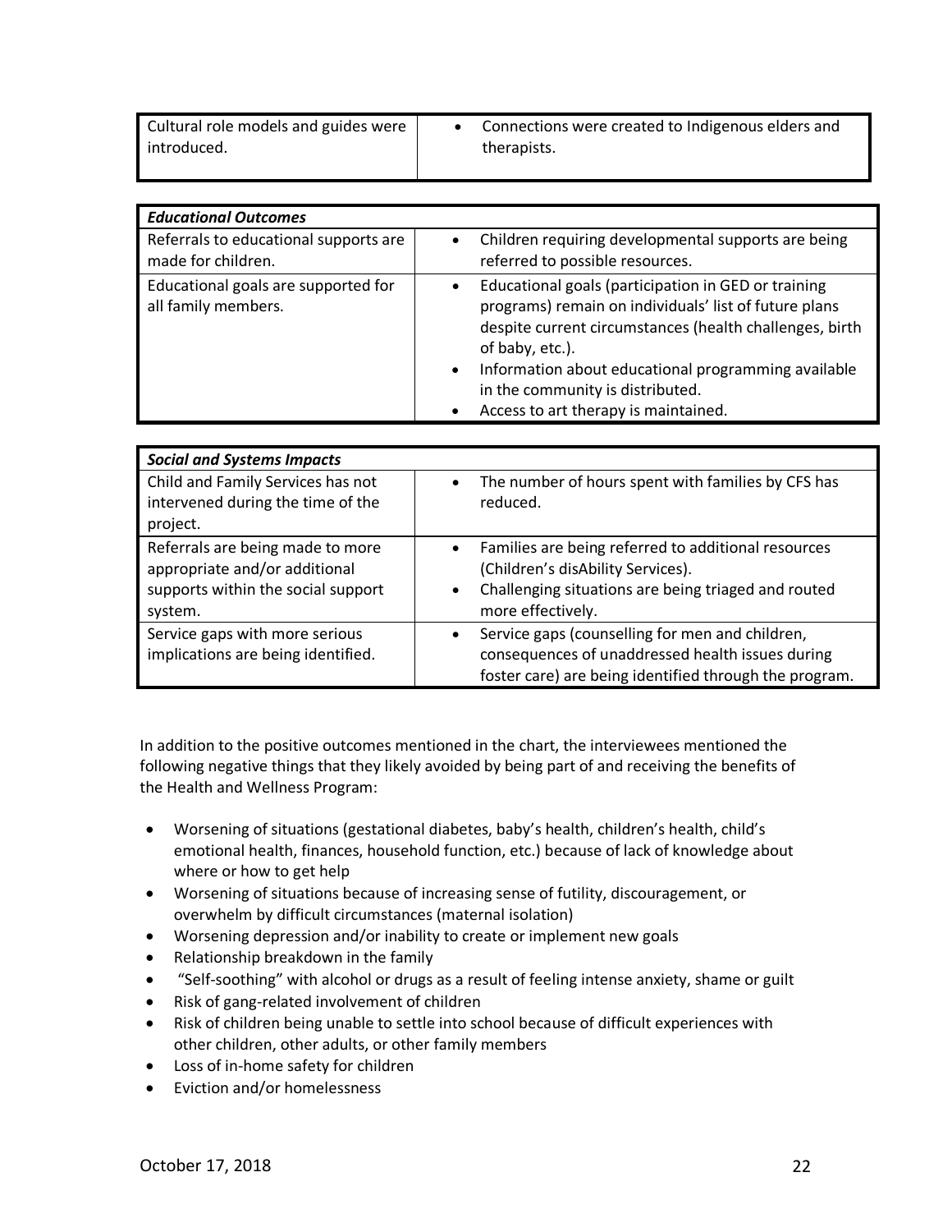| | |
|---|---|
| Cultural role models and guides were introduced. | • Connections were created to Indigenous elders and therapists. |

| *Educational Outcomes* | |
|---|---|
| Referrals to educational supports are made for children. | • Children requiring developmental supports are being referred to possible resources. |
| Educational goals are supported for all family members. | • Educational goals (participation in GED or training programs) remain on individuals' list of future plans despite current circumstances (health challenges, birth of baby, etc.).<br>• Information about educational programming available in the community is distributed.<br>• Access to art therapy is maintained. |

| *Social and Systems Impacts* | |
|---|---|
| Child and Family Services has not intervened during the time of the project. | • The number of hours spent with families by CFS has reduced. |
| Referrals are being made to more appropriate and/or additional supports within the social support system. | • Families are being referred to additional resources (Children's disAbility Services).<br>• Challenging situations are being triaged and routed more effectively. |
| Service gaps with more serious implications are being identified. | • Service gaps (counselling for men and children, consequences of unaddressed health issues during foster care) are being identified through the program. |

In addition to the positive outcomes mentioned in the chart, the interviewees mentioned the following negative things that they likely avoided by being part of and receiving the benefits of the Health and Wellness Program:

- Worsening of situations (gestational diabetes, baby's health, children's health, child's emotional health, finances, household function, etc.) because of lack of knowledge about where or how to get help
- Worsening of situations because of increasing sense of futility, discouragement, or overwhelm by difficult circumstances (maternal isolation)
- Worsening depression and/or inability to create or implement new goals
- Relationship breakdown in the family
- "Self-soothing" with alcohol or drugs as a result of feeling intense anxiety, shame or guilt
- Risk of gang-related involvement of children
- Risk of children being unable to settle into school because of difficult experiences with other children, other adults, or other family members
- Loss of in-home safety for children
- Eviction and/or homelessness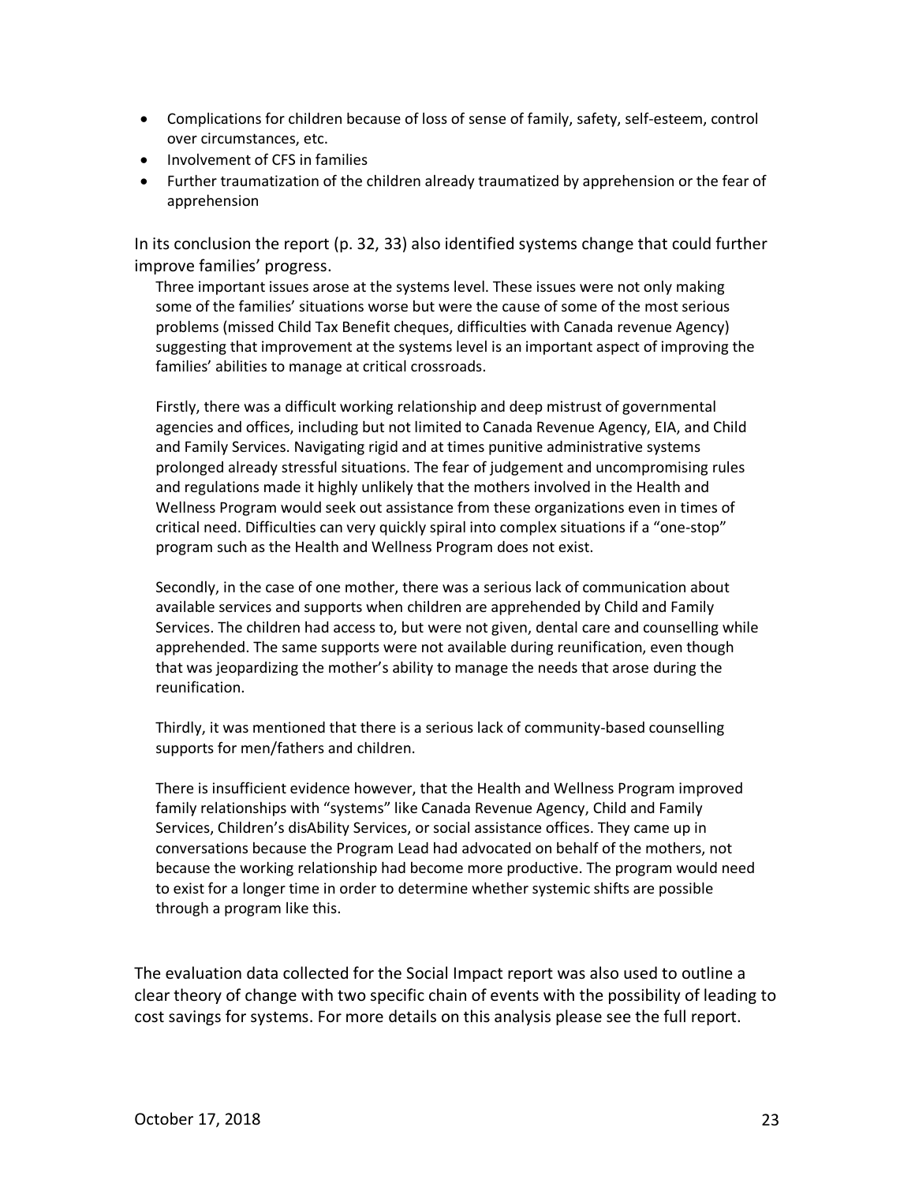- Complications for children because of loss of sense of family, safety, self-esteem, control over circumstances, etc.
- Involvement of CFS in families
- Further traumatization of the children already traumatized by apprehension or the fear of apprehension

In its conclusion the report (p. 32, 33) also identified systems change that could further improve families' progress.

> Three important issues arose at the systems level. These issues were not only making some of the families' situations worse but were the cause of some of the most serious problems (missed Child Tax Benefit cheques, difficulties with Canada revenue Agency) suggesting that improvement at the systems level is an important aspect of improving the families' abilities to manage at critical crossroads.
>
> Firstly, there was a difficult working relationship and deep mistrust of governmental agencies and offices, including but not limited to Canada Revenue Agency, EIA, and Child and Family Services. Navigating rigid and at times punitive administrative systems prolonged already stressful situations. The fear of judgement and uncompromising rules and regulations made it highly unlikely that the mothers involved in the Health and Wellness Program would seek out assistance from these organizations even in times of critical need. Difficulties can very quickly spiral into complex situations if a "one-stop" program such as the Health and Wellness Program does not exist.
>
> Secondly, in the case of one mother, there was a serious lack of communication about available services and supports when children are apprehended by Child and Family Services. The children had access to, but were not given, dental care and counselling while apprehended. The same supports were not available during reunification, even though that was jeopardizing the mother's ability to manage the needs that arose during the reunification.
>
> Thirdly, it was mentioned that there is a serious lack of community-based counselling supports for men/fathers and children.
>
> There is insufficient evidence however, that the Health and Wellness Program improved family relationships with "systems" like Canada Revenue Agency, Child and Family Services, Children's disAbility Services, or social assistance offices. They came up in conversations because the Program Lead had advocated on behalf of the mothers, not because the working relationship had become more productive. The program would need to exist for a longer time in order to determine whether systemic shifts are possible through a program like this.

The evaluation data collected for the Social Impact report was also used to outline a clear theory of change with two specific chain of events with the possibility of leading to cost savings for systems. For more details on this analysis please see the full report.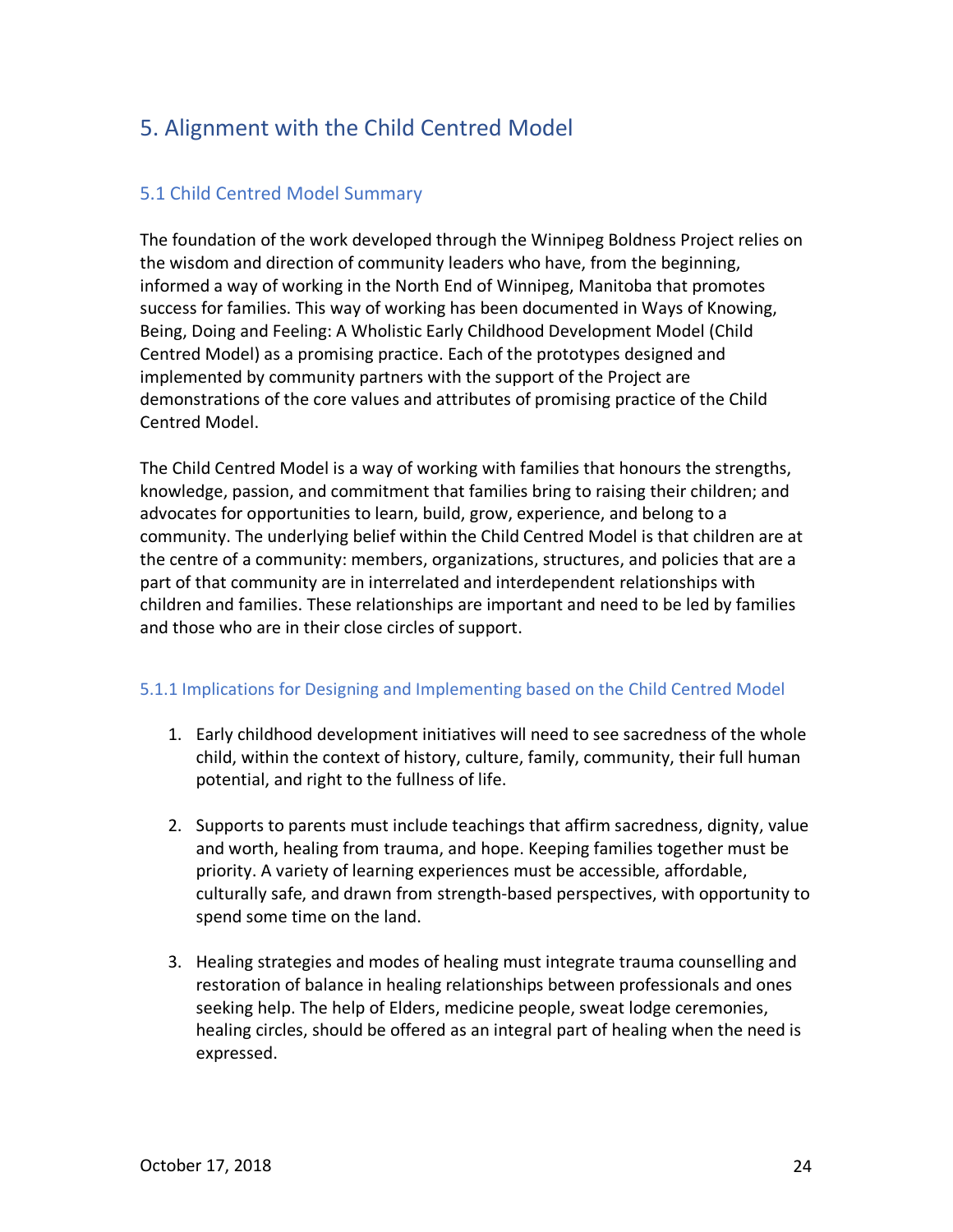## 5. Alignment with the Child Centred Model

### 5.1 Child Centred Model Summary

The foundation of the work developed through the Winnipeg Boldness Project relies on the wisdom and direction of community leaders who have, from the beginning, informed a way of working in the North End of Winnipeg, Manitoba that promotes success for families. This way of working has been documented in Ways of Knowing, Being, Doing and Feeling: A Wholistic Early Childhood Development Model (Child Centred Model) as a promising practice. Each of the prototypes designed and implemented by community partners with the support of the Project are demonstrations of the core values and attributes of promising practice of the Child Centred Model.

The Child Centred Model is a way of working with families that honours the strengths, knowledge, passion, and commitment that families bring to raising their children; and advocates for opportunities to learn, build, grow, experience, and belong to a community. The underlying belief within the Child Centred Model is that children are at the centre of a community: members, organizations, structures, and policies that are a part of that community are in interrelated and interdependent relationships with children and families. These relationships are important and need to be led by families and those who are in their close circles of support.

#### 5.1.1 Implications for Designing and Implementing based on the Child Centred Model

1. Early childhood development initiatives will need to see sacredness of the whole child, within the context of history, culture, family, community, their full human potential, and right to the fullness of life.

2. Supports to parents must include teachings that affirm sacredness, dignity, value and worth, healing from trauma, and hope. Keeping families together must be priority. A variety of learning experiences must be accessible, affordable, culturally safe, and drawn from strength-based perspectives, with opportunity to spend some time on the land.

3. Healing strategies and modes of healing must integrate trauma counselling and restoration of balance in healing relationships between professionals and ones seeking help. The help of Elders, medicine people, sweat lodge ceremonies, healing circles, should be offered as an integral part of healing when the need is expressed.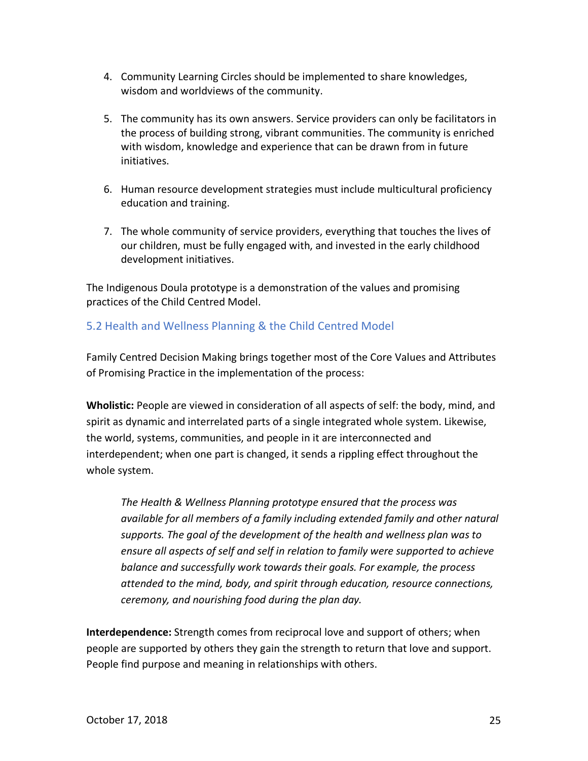4. Community Learning Circles should be implemented to share knowledges, wisdom and worldviews of the community.

5. The community has its own answers. Service providers can only be facilitators in the process of building strong, vibrant communities. The community is enriched with wisdom, knowledge and experience that can be drawn from in future initiatives.

6. Human resource development strategies must include multicultural proficiency education and training.

7. The whole community of service providers, everything that touches the lives of our children, must be fully engaged with, and invested in the early childhood development initiatives.

The Indigenous Doula prototype is a demonstration of the values and promising practices of the Child Centred Model.

## 5.2 Health and Wellness Planning & the Child Centred Model

Family Centred Decision Making brings together most of the Core Values and Attributes of Promising Practice in the implementation of the process:

**Wholistic:** People are viewed in consideration of all aspects of self: the body, mind, and spirit as dynamic and interrelated parts of a single integrated whole system. Likewise, the world, systems, communities, and people in it are interconnected and interdependent; when one part is changed, it sends a rippling effect throughout the whole system.

> *The Health & Wellness Planning prototype ensured that the process was available for all members of a family including extended family and other natural supports. The goal of the development of the health and wellness plan was to ensure all aspects of self and self in relation to family were supported to achieve balance and successfully work towards their goals. For example, the process attended to the mind, body, and spirit through education, resource connections, ceremony, and nourishing food during the plan day.*

**Interdependence:** Strength comes from reciprocal love and support of others; when people are supported by others they gain the strength to return that love and support. People find purpose and meaning in relationships with others.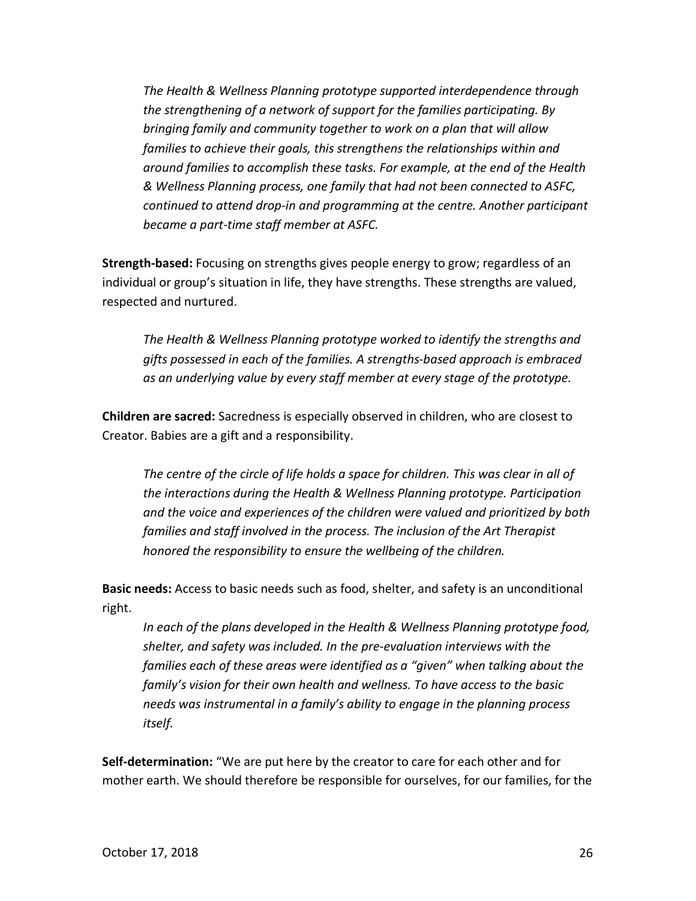> *The Health & Wellness Planning prototype supported interdependence through the strengthening of a network of support for the families participating. By bringing family and community together to work on a plan that will allow families to achieve their goals, this strengthens the relationships within and around families to accomplish these tasks. For example, at the end of the Health & Wellness Planning process, one family that had not been connected to ASFC, continued to attend drop-in and programming at the centre. Another participant became a part-time staff member at ASFC.*

**Strength-based:** Focusing on strengths gives people energy to grow; regardless of an individual or group's situation in life, they have strengths. These strengths are valued, respected and nurtured.

> *The Health & Wellness Planning prototype worked to identify the strengths and gifts possessed in each of the families. A strengths-based approach is embraced as an underlying value by every staff member at every stage of the prototype.*

**Children are sacred:** Sacredness is especially observed in children, who are closest to Creator. Babies are a gift and a responsibility.

> *The centre of the circle of life holds a space for children. This was clear in all of the interactions during the Health & Wellness Planning prototype. Participation and the voice and experiences of the children were valued and prioritized by both families and staff involved in the process. The inclusion of the Art Therapist honored the responsibility to ensure the wellbeing of the children.*

**Basic needs:** Access to basic needs such as food, shelter, and safety is an unconditional right.

> *In each of the plans developed in the Health & Wellness Planning prototype food, shelter, and safety was included. In the pre-evaluation interviews with the families each of these areas were identified as a "given" when talking about the family's vision for their own health and wellness. To have access to the basic needs was instrumental in a family's ability to engage in the planning process itself.*

**Self-determination:** "We are put here by the creator to care for each other and for mother earth. We should therefore be responsible for ourselves, for our families, for the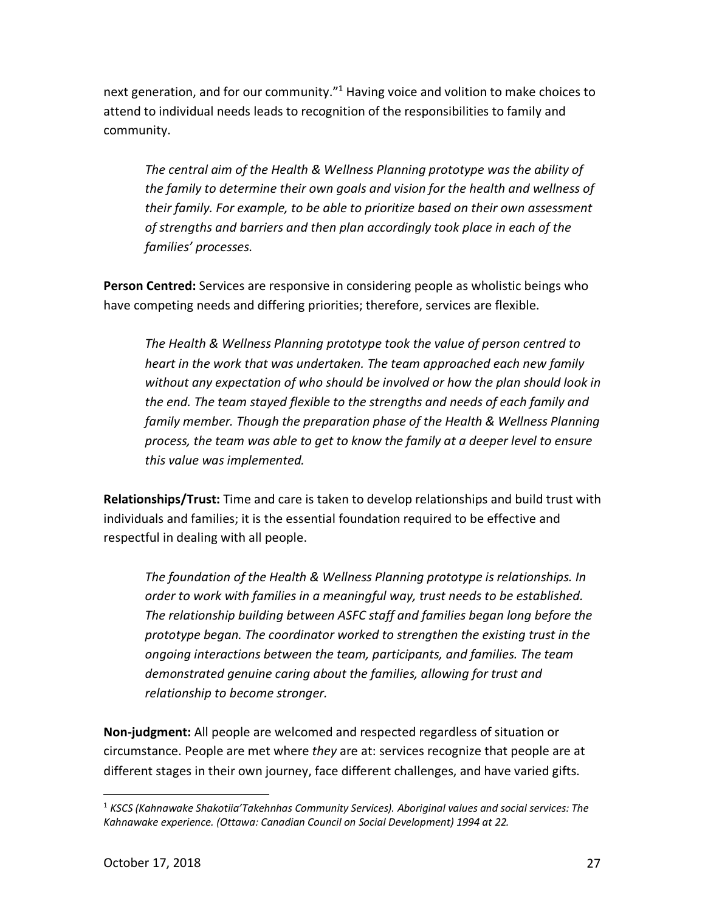next generation, and for our community."[1] Having voice and volition to make choices to attend to individual needs leads to recognition of the responsibilities to family and community.

> *The central aim of the Health & Wellness Planning prototype was the ability of the family to determine their own goals and vision for the health and wellness of their family. For example, to be able to prioritize based on their own assessment of strengths and barriers and then plan accordingly took place in each of the families' processes.*

**Person Centred:** Services are responsive in considering people as wholistic beings who have competing needs and differing priorities; therefore, services are flexible.

> *The Health & Wellness Planning prototype took the value of person centred to heart in the work that was undertaken. The team approached each new family without any expectation of who should be involved or how the plan should look in the end. The team stayed flexible to the strengths and needs of each family and family member. Though the preparation phase of the Health & Wellness Planning process, the team was able to get to know the family at a deeper level to ensure this value was implemented.*

**Relationships/Trust:** Time and care is taken to develop relationships and build trust with individuals and families; it is the essential foundation required to be effective and respectful in dealing with all people.

> *The foundation of the Health & Wellness Planning prototype is relationships. In order to work with families in a meaningful way, trust needs to be established. The relationship building between ASFC staff and families began long before the prototype began. The coordinator worked to strengthen the existing trust in the ongoing interactions between the team, participants, and families. The team demonstrated genuine caring about the families, allowing for trust and relationship to become stronger.*

**Non-judgment:** All people are welcomed and respected regardless of situation or circumstance. People are met where *they* are at: services recognize that people are at different stages in their own journey, face different challenges, and have varied gifts.

---

[1] *KSCS (Kahnawake Shakotiia'Takehnhas Community Services). Aboriginal values and social services: The Kahnawake experience. (Ottawa: Canadian Council on Social Development) 1994 at 22.*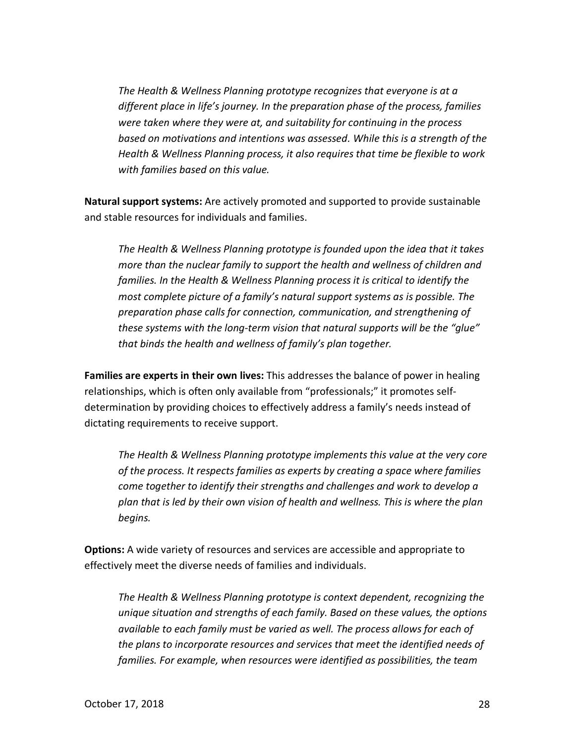*The Health & Wellness Planning prototype recognizes that everyone is at a different place in life's journey. In the preparation phase of the process, families were taken where they were at, and suitability for continuing in the process based on motivations and intentions was assessed. While this is a strength of the Health & Wellness Planning process, it also requires that time be flexible to work with families based on this value.*

**Natural support systems:** Are actively promoted and supported to provide sustainable and stable resources for individuals and families.

*The Health & Wellness Planning prototype is founded upon the idea that it takes more than the nuclear family to support the health and wellness of children and families. In the Health & Wellness Planning process it is critical to identify the most complete picture of a family's natural support systems as is possible. The preparation phase calls for connection, communication, and strengthening of these systems with the long-term vision that natural supports will be the "glue" that binds the health and wellness of family's plan together.*

**Families are experts in their own lives:** This addresses the balance of power in healing relationships, which is often only available from "professionals;" it promotes self-determination by providing choices to effectively address a family's needs instead of dictating requirements to receive support.

*The Health & Wellness Planning prototype implements this value at the very core of the process. It respects families as experts by creating a space where families come together to identify their strengths and challenges and work to develop a plan that is led by their own vision of health and wellness. This is where the plan begins.*

**Options:** A wide variety of resources and services are accessible and appropriate to effectively meet the diverse needs of families and individuals.

*The Health & Wellness Planning prototype is context dependent, recognizing the unique situation and strengths of each family. Based on these values, the options available to each family must be varied as well. The process allows for each of the plans to incorporate resources and services that meet the identified needs of families. For example, when resources were identified as possibilities, the team*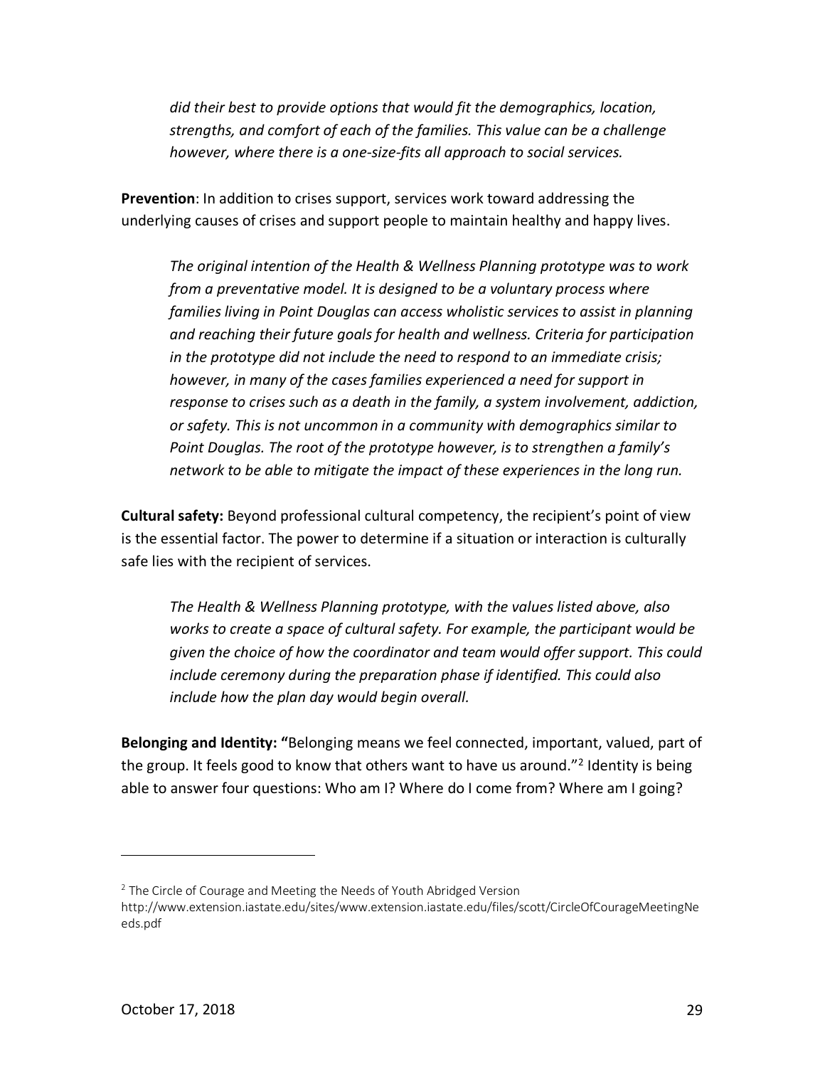*did their best to provide options that would fit the demographics, location, strengths, and comfort of each of the families. This value can be a challenge however, where there is a one-size-fits all approach to social services.*

**Prevention**: In addition to crises support, services work toward addressing the underlying causes of crises and support people to maintain healthy and happy lives.

*The original intention of the Health & Wellness Planning prototype was to work from a preventative model. It is designed to be a voluntary process where families living in Point Douglas can access wholistic services to assist in planning and reaching their future goals for health and wellness. Criteria for participation in the prototype did not include the need to respond to an immediate crisis; however, in many of the cases families experienced a need for support in response to crises such as a death in the family, a system involvement, addiction, or safety. This is not uncommon in a community with demographics similar to Point Douglas. The root of the prototype however, is to strengthen a family's network to be able to mitigate the impact of these experiences in the long run.*

**Cultural safety:** Beyond professional cultural competency, the recipient's point of view is the essential factor. The power to determine if a situation or interaction is culturally safe lies with the recipient of services.

*The Health & Wellness Planning prototype, with the values listed above, also works to create a space of cultural safety. For example, the participant would be given the choice of how the coordinator and team would offer support. This could include ceremony during the preparation phase if identified. This could also include how the plan day would begin overall.*

**Belonging and Identity: "**Belonging means we feel connected, important, valued, part of the group. It feels good to know that others want to have us around."[2] Identity is being able to answer four questions: Who am I? Where do I come from? Where am I going?

---

[2] The Circle of Courage and Meeting the Needs of Youth Abridged Version http://www.extension.iastate.edu/sites/www.extension.iastate.edu/files/scott/CircleOfCourageMeetingNeeds.pdf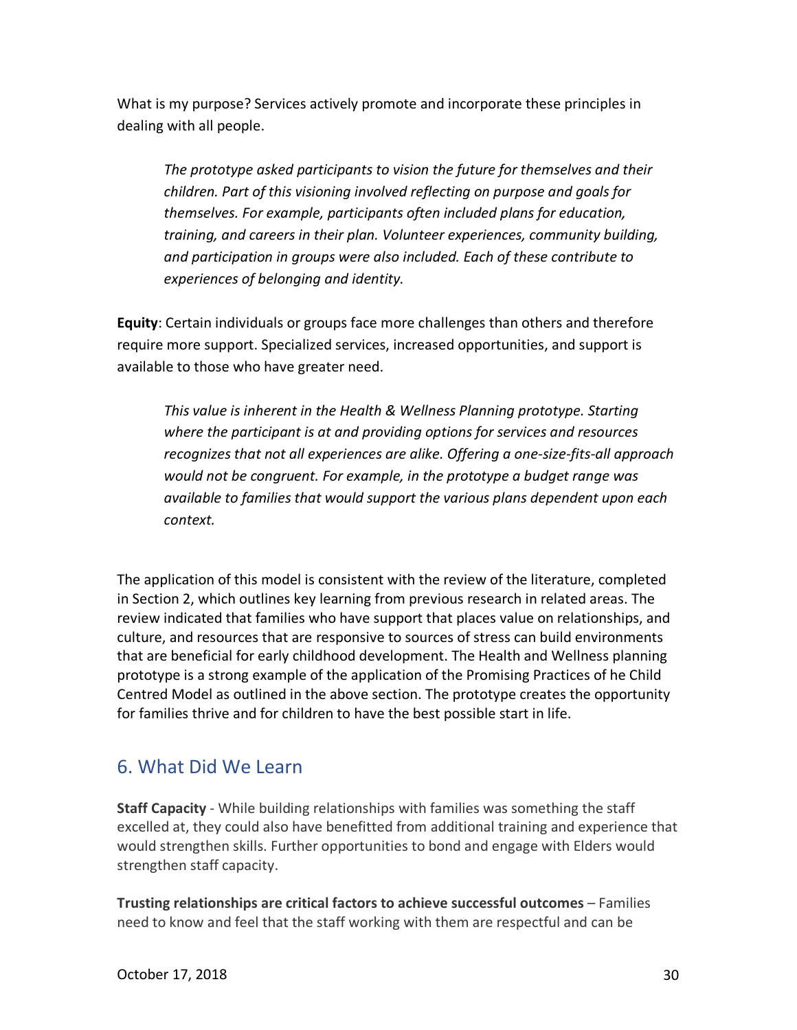What is my purpose? Services actively promote and incorporate these principles in dealing with all people.

> *The prototype asked participants to vision the future for themselves and their children. Part of this visioning involved reflecting on purpose and goals for themselves. For example, participants often included plans for education, training, and careers in their plan. Volunteer experiences, community building, and participation in groups were also included. Each of these contribute to experiences of belonging and identity.*

**Equity**: Certain individuals or groups face more challenges than others and therefore require more support. Specialized services, increased opportunities, and support is available to those who have greater need.

> *This value is inherent in the Health & Wellness Planning prototype. Starting where the participant is at and providing options for services and resources recognizes that not all experiences are alike. Offering a one-size-fits-all approach would not be congruent. For example, in the prototype a budget range was available to families that would support the various plans dependent upon each context.*

The application of this model is consistent with the review of the literature, completed in Section 2, which outlines key learning from previous research in related areas. The review indicated that families who have support that places value on relationships, and culture, and resources that are responsive to sources of stress can build environments that are beneficial for early childhood development. The Health and Wellness planning prototype is a strong example of the application of the Promising Practices of he Child Centred Model as outlined in the above section. The prototype creates the opportunity for families thrive and for children to have the best possible start in life.

## 6. What Did We Learn

**Staff Capacity** - While building relationships with families was something the staff excelled at, they could also have benefitted from additional training and experience that would strengthen skills. Further opportunities to bond and engage with Elders would strengthen staff capacity.

**Trusting relationships are critical factors to achieve successful outcomes** – Families need to know and feel that the staff working with them are respectful and can be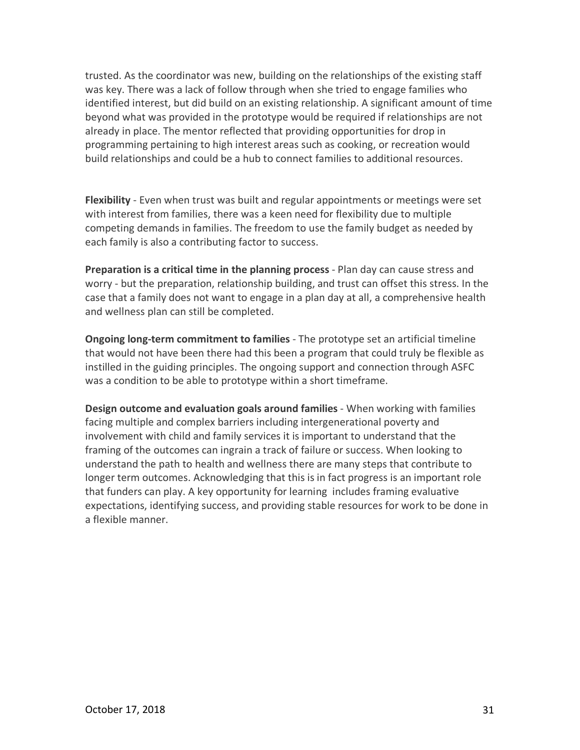trusted. As the coordinator was new, building on the relationships of the existing staff was key. There was a lack of follow through when she tried to engage families who identified interest, but did build on an existing relationship. A significant amount of time beyond what was provided in the prototype would be required if relationships are not already in place. The mentor reflected that providing opportunities for drop in programming pertaining to high interest areas such as cooking, or recreation would build relationships and could be a hub to connect families to additional resources.

**Flexibility** - Even when trust was built and regular appointments or meetings were set with interest from families, there was a keen need for flexibility due to multiple competing demands in families. The freedom to use the family budget as needed by each family is also a contributing factor to success.

**Preparation is a critical time in the planning process** - Plan day can cause stress and worry - but the preparation, relationship building, and trust can offset this stress. In the case that a family does not want to engage in a plan day at all, a comprehensive health and wellness plan can still be completed.

**Ongoing long-term commitment to families** - The prototype set an artificial timeline that would not have been there had this been a program that could truly be flexible as instilled in the guiding principles. The ongoing support and connection through ASFC was a condition to be able to prototype within a short timeframe.

**Design outcome and evaluation goals around families** - When working with families facing multiple and complex barriers including intergenerational poverty and involvement with child and family services it is important to understand that the framing of the outcomes can ingrain a track of failure or success. When looking to understand the path to health and wellness there are many steps that contribute to longer term outcomes. Acknowledging that this is in fact progress is an important role that funders can play. A key opportunity for learning includes framing evaluative expectations, identifying success, and providing stable resources for work to be done in a flexible manner.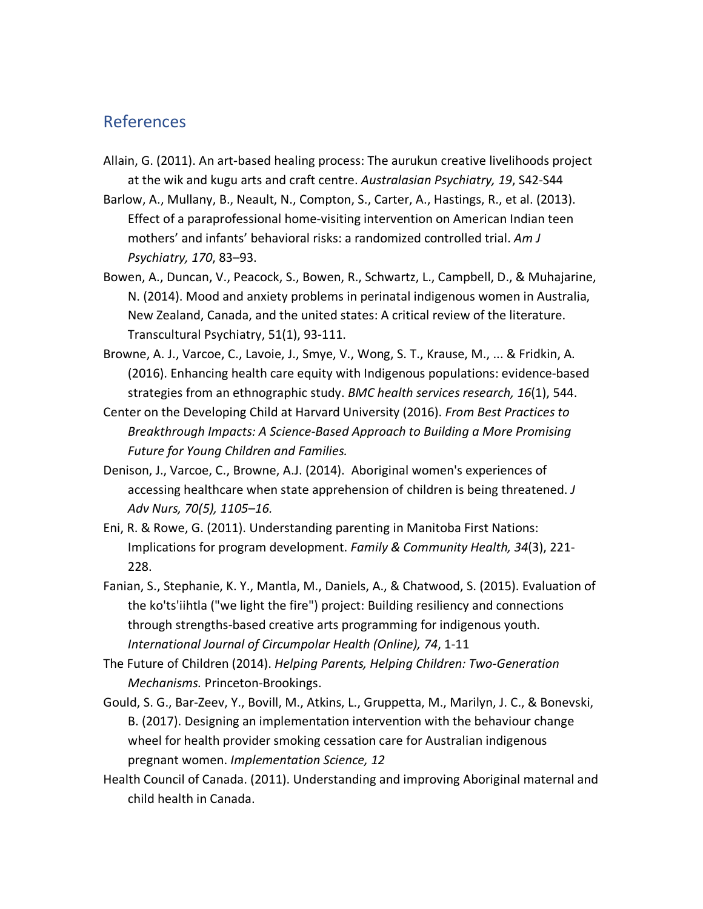## References

Allain, G. (2011). An art-based healing process: The aurukun creative livelihoods project at the wik and kugu arts and craft centre. *Australasian Psychiatry, 19*, S42-S44

Barlow, A., Mullany, B., Neault, N., Compton, S., Carter, A., Hastings, R., et al. (2013). Effect of a paraprofessional home-visiting intervention on American Indian teen mothers' and infants' behavioral risks: a randomized controlled trial. *Am J Psychiatry, 170*, 83–93.

Bowen, A., Duncan, V., Peacock, S., Bowen, R., Schwartz, L., Campbell, D., & Muhajarine, N. (2014). Mood and anxiety problems in perinatal indigenous women in Australia, New Zealand, Canada, and the united states: A critical review of the literature. Transcultural Psychiatry, 51(1), 93-111.

Browne, A. J., Varcoe, C., Lavoie, J., Smye, V., Wong, S. T., Krause, M., ... & Fridkin, A. (2016). Enhancing health care equity with Indigenous populations: evidence-based strategies from an ethnographic study. *BMC health services research, 16*(1), 544.

Center on the Developing Child at Harvard University (2016). *From Best Practices to Breakthrough Impacts: A Science-Based Approach to Building a More Promising Future for Young Children and Families.*

Denison, J., Varcoe, C., Browne, A.J. (2014). Aboriginal women's experiences of accessing healthcare when state apprehension of children is being threatened. *J Adv Nurs, 70(5), 1105–16.*

Eni, R. & Rowe, G. (2011). Understanding parenting in Manitoba First Nations: Implications for program development. *Family & Community Health, 34*(3), 221-228.

Fanian, S., Stephanie, K. Y., Mantla, M., Daniels, A., & Chatwood, S. (2015). Evaluation of the ko'ts'iihtla ("we light the fire") project: Building resiliency and connections through strengths-based creative arts programming for indigenous youth. *International Journal of Circumpolar Health (Online), 74*, 1-11

The Future of Children (2014). *Helping Parents, Helping Children: Two-Generation Mechanisms.* Princeton-Brookings.

Gould, S. G., Bar-Zeev, Y., Bovill, M., Atkins, L., Gruppetta, M., Marilyn, J. C., & Bonevski, B. (2017). Designing an implementation intervention with the behaviour change wheel for health provider smoking cessation care for Australian indigenous pregnant women. *Implementation Science, 12*

Health Council of Canada. (2011). Understanding and improving Aboriginal maternal and child health in Canada.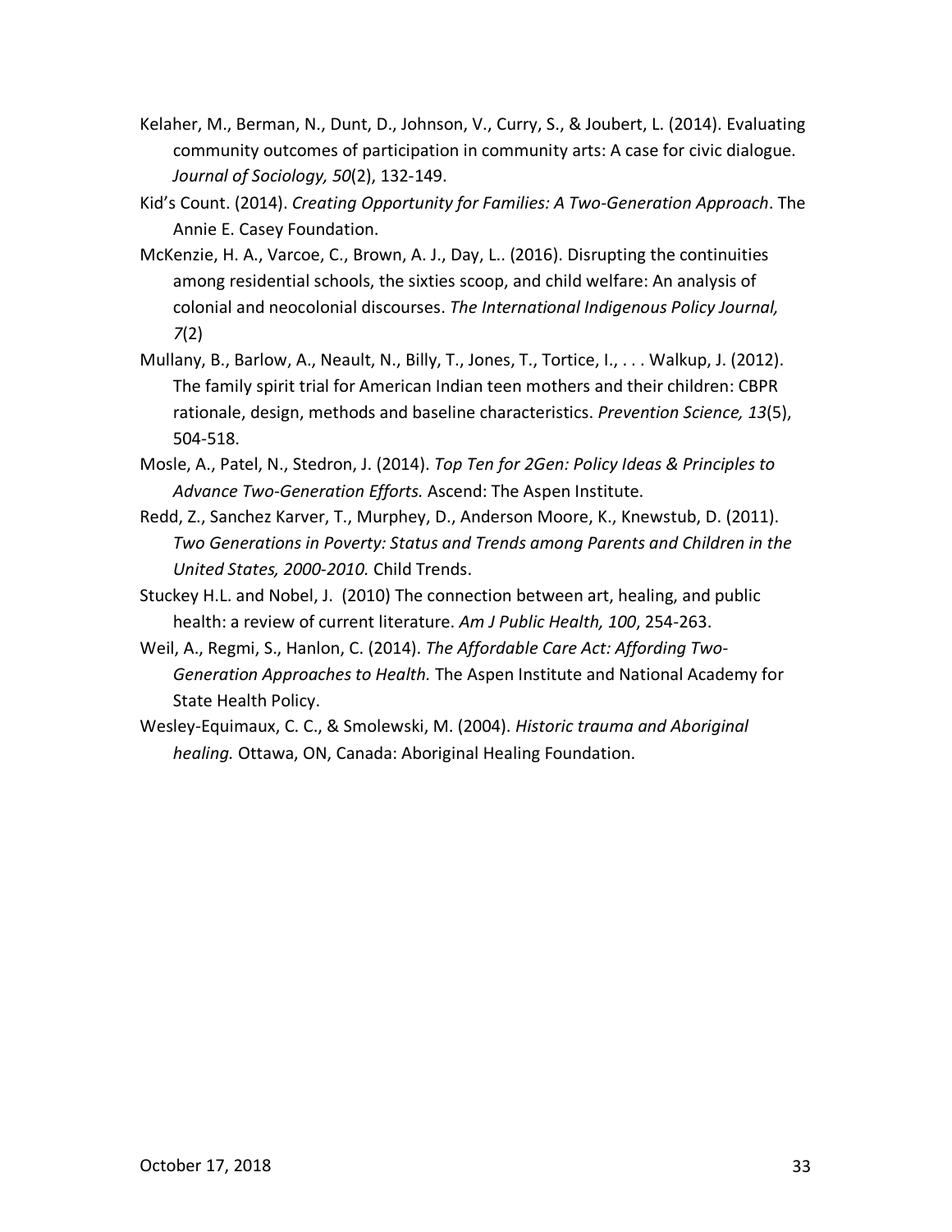Kelaher, M., Berman, N., Dunt, D., Johnson, V., Curry, S., & Joubert, L. (2014). Evaluating community outcomes of participation in community arts: A case for civic dialogue. *Journal of Sociology, 50*(2), 132-149.

Kid's Count. (2014). *Creating Opportunity for Families: A Two-Generation Approach*. The Annie E. Casey Foundation.

McKenzie, H. A., Varcoe, C., Brown, A. J., Day, L.. (2016). Disrupting the continuities among residential schools, the sixties scoop, and child welfare: An analysis of colonial and neocolonial discourses. *The International Indigenous Policy Journal, 7*(2)

Mullany, B., Barlow, A., Neault, N., Billy, T., Jones, T., Tortice, I., . . . Walkup, J. (2012). The family spirit trial for American Indian teen mothers and their children: CBPR rationale, design, methods and baseline characteristics. *Prevention Science, 13*(5), 504-518.

Mosle, A., Patel, N., Stedron, J. (2014). *Top Ten for 2Gen: Policy Ideas & Principles to Advance Two-Generation Efforts.* Ascend: The Aspen Institute.

Redd, Z., Sanchez Karver, T., Murphey, D., Anderson Moore, K., Knewstub, D. (2011). *Two Generations in Poverty: Status and Trends among Parents and Children in the United States, 2000-2010.* Child Trends.

Stuckey H.L. and Nobel, J. (2010) The connection between art, healing, and public health: a review of current literature. *Am J Public Health, 100*, 254-263.

Weil, A., Regmi, S., Hanlon, C. (2014). *The Affordable Care Act: Affording Two-Generation Approaches to Health.* The Aspen Institute and National Academy for State Health Policy.

Wesley-Equimaux, C. C., & Smolewski, M. (2004). *Historic trauma and Aboriginal healing.* Ottawa, ON, Canada: Aboriginal Healing Foundation.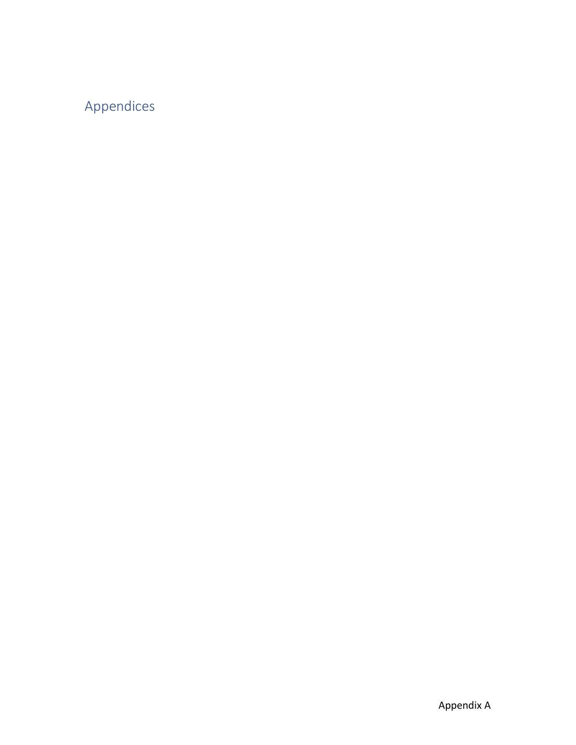# Appendices

Appendix A